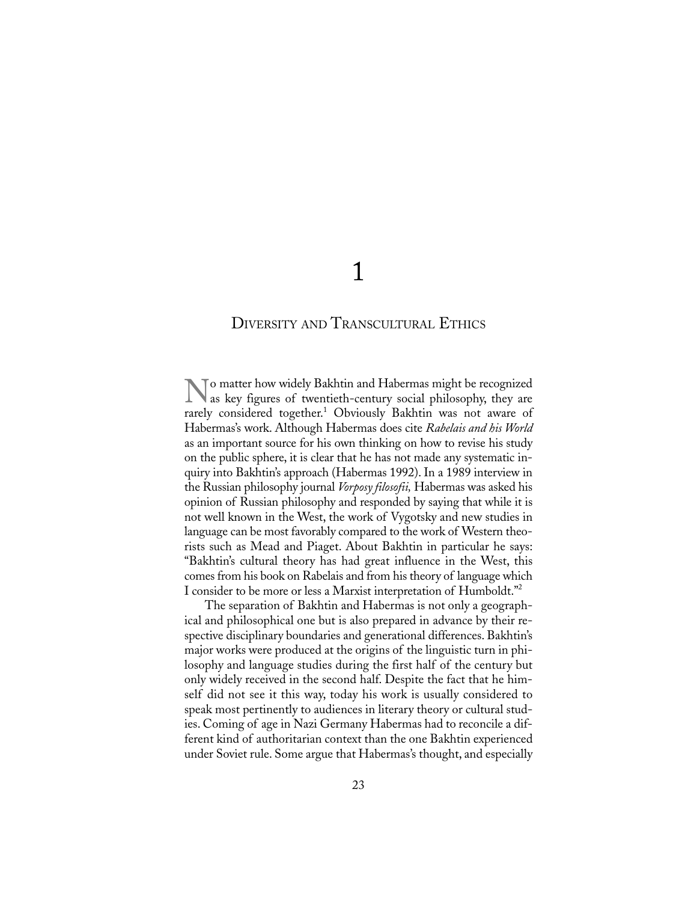# 1

## Diversity and Transcultural Ethics

No matter how widely Bakhtin and Habermas might be recognized as key figures of twentieth-century social philosophy, they are rarely considered together.[1] Obviously Bakhtin was not aware of Habermas's work. Although Habermas does cite *Rabelais and his World* as an important source for his own thinking on how to revise his study on the public sphere, it is clear that he has not made any systematic inquiry into Bakhtin's approach (Habermas 1992). In a 1989 interview in the Russian philosophy journal *Vorposy filosofii,* Habermas was asked his opinion of Russian philosophy and responded by saying that while it is not well known in the West, the work of Vygotsky and new studies in language can be most favorably compared to the work of Western theorists such as Mead and Piaget. About Bakhtin in particular he says: "Bakhtin's cultural theory has had great influence in the West, this comes from his book on Rabelais and from his theory of language which I consider to be more or less a Marxist interpretation of Humboldt."[2]

The separation of Bakhtin and Habermas is not only a geographical and philosophical one but is also prepared in advance by their respective disciplinary boundaries and generational differences. Bakhtin's major works were produced at the origins of the linguistic turn in philosophy and language studies during the first half of the century but only widely received in the second half. Despite the fact that he himself did not see it this way, today his work is usually considered to speak most pertinently to audiences in literary theory or cultural studies. Coming of age in Nazi Germany Habermas had to reconcile a different kind of authoritarian context than the one Bakhtin experienced under Soviet rule. Some argue that Habermas's thought, and especially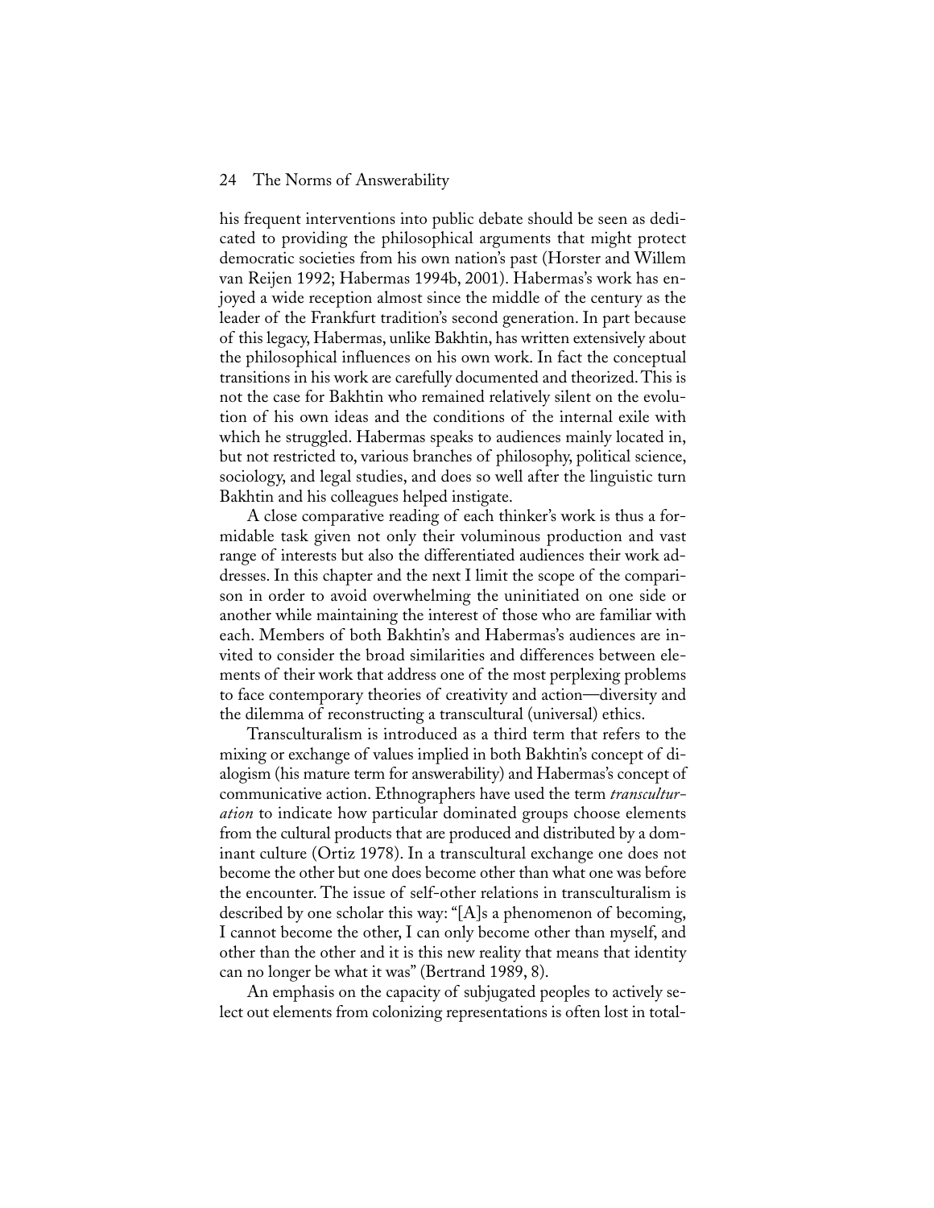his frequent interventions into public debate should be seen as dedicated to providing the philosophical arguments that might protect democratic societies from his own nation's past (Horster and Willem van Reijen 1992; Habermas 1994b, 2001). Habermas's work has enjoyed a wide reception almost since the middle of the century as the leader of the Frankfurt tradition's second generation. In part because of this legacy, Habermas, unlike Bakhtin, has written extensively about the philosophical influences on his own work. In fact the conceptual transitions in his work are carefully documented and theorized. This is not the case for Bakhtin who remained relatively silent on the evolution of his own ideas and the conditions of the internal exile with which he struggled. Habermas speaks to audiences mainly located in, but not restricted to, various branches of philosophy, political science, sociology, and legal studies, and does so well after the linguistic turn Bakhtin and his colleagues helped instigate.

A close comparative reading of each thinker's work is thus a formidable task given not only their voluminous production and vast range of interests but also the differentiated audiences their work addresses. In this chapter and the next I limit the scope of the comparison in order to avoid overwhelming the uninitiated on one side or another while maintaining the interest of those who are familiar with each. Members of both Bakhtin's and Habermas's audiences are invited to consider the broad similarities and differences between elements of their work that address one of the most perplexing problems to face contemporary theories of creativity and action—diversity and the dilemma of reconstructing a transcultural (universal) ethics.

Transculturalism is introduced as a third term that refers to the mixing or exchange of values implied in both Bakhtin's concept of dialogism (his mature term for answerability) and Habermas's concept of communicative action. Ethnographers have used the term *transculturation* to indicate how particular dominated groups choose elements from the cultural products that are produced and distributed by a dominant culture (Ortiz 1978). In a transcultural exchange one does not become the other but one does become other than what one was before the encounter. The issue of self-other relations in transculturalism is described by one scholar this way: "[A]s a phenomenon of becoming, I cannot become the other, I can only become other than myself, and other than the other and it is this new reality that means that identity can no longer be what it was" (Bertrand 1989, 8).

An emphasis on the capacity of subjugated peoples to actively select out elements from colonizing representations is often lost in total-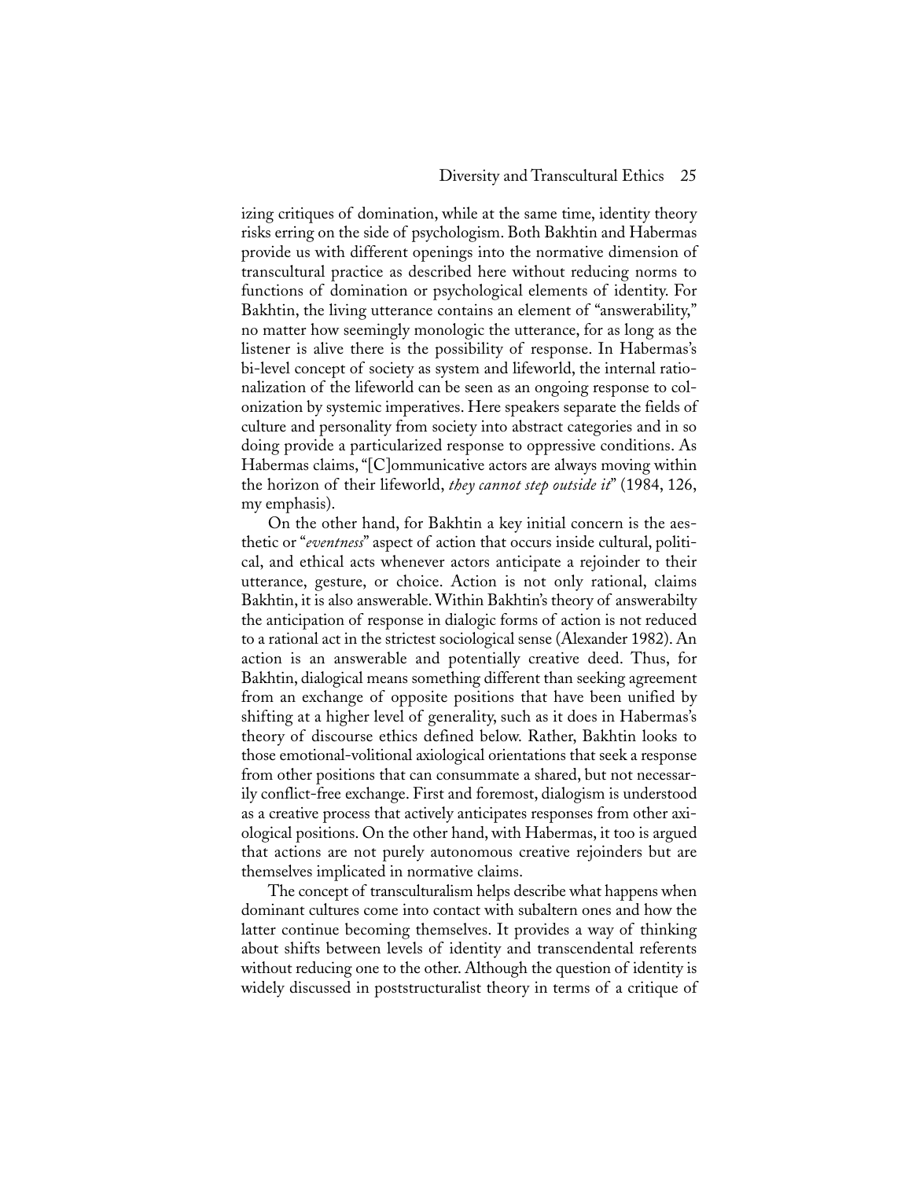izing critiques of domination, while at the same time, identity theory risks erring on the side of psychologism. Both Bakhtin and Habermas provide us with different openings into the normative dimension of transcultural practice as described here without reducing norms to functions of domination or psychological elements of identity. For Bakhtin, the living utterance contains an element of "answerability," no matter how seemingly monologic the utterance, for as long as the listener is alive there is the possibility of response. In Habermas's bi-level concept of society as system and lifeworld, the internal rationalization of the lifeworld can be seen as an ongoing response to colonization by systemic imperatives. Here speakers separate the fields of culture and personality from society into abstract categories and in so doing provide a particularized response to oppressive conditions. As Habermas claims, "[C]ommunicative actors are always moving within the horizon of their lifeworld, *they cannot step outside it*" (1984, 126, my emphasis).

On the other hand, for Bakhtin a key initial concern is the aesthetic or "*eventness*" aspect of action that occurs inside cultural, political, and ethical acts whenever actors anticipate a rejoinder to their utterance, gesture, or choice. Action is not only rational, claims Bakhtin, it is also answerable. Within Bakhtin's theory of answerabilty the anticipation of response in dialogic forms of action is not reduced to a rational act in the strictest sociological sense (Alexander 1982). An action is an answerable and potentially creative deed. Thus, for Bakhtin, dialogical means something different than seeking agreement from an exchange of opposite positions that have been unified by shifting at a higher level of generality, such as it does in Habermas's theory of discourse ethics defined below. Rather, Bakhtin looks to those emotional-volitional axiological orientations that seek a response from other positions that can consummate a shared, but not necessarily conflict-free exchange. First and foremost, dialogism is understood as a creative process that actively anticipates responses from other axiological positions. On the other hand, with Habermas, it too is argued that actions are not purely autonomous creative rejoinders but are themselves implicated in normative claims.

The concept of transculturalism helps describe what happens when dominant cultures come into contact with subaltern ones and how the latter continue becoming themselves. It provides a way of thinking about shifts between levels of identity and transcendental referents without reducing one to the other. Although the question of identity is widely discussed in poststructuralist theory in terms of a critique of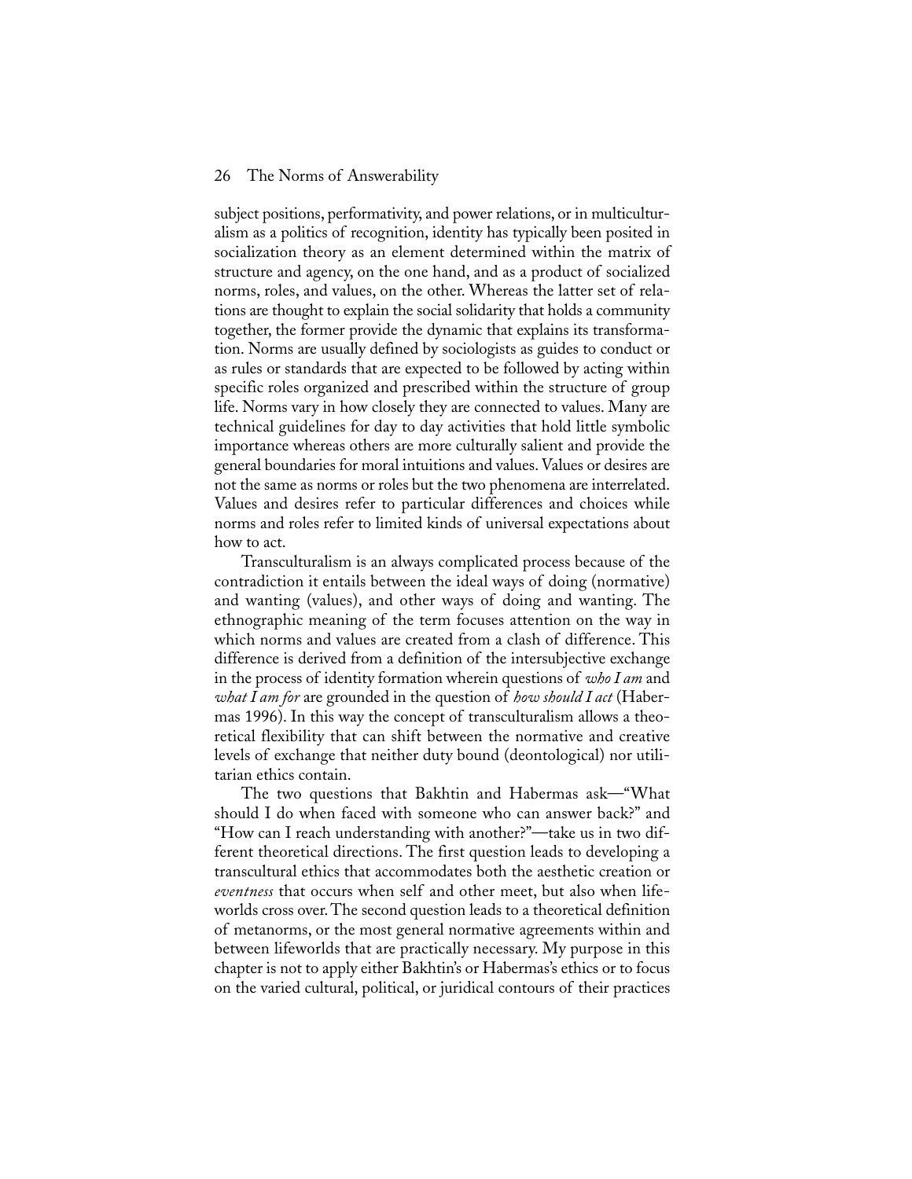subject positions, performativity, and power relations, or in multiculturalism as a politics of recognition, identity has typically been posited in socialization theory as an element determined within the matrix of structure and agency, on the one hand, and as a product of socialized norms, roles, and values, on the other. Whereas the latter set of relations are thought to explain the social solidarity that holds a community together, the former provide the dynamic that explains its transformation. Norms are usually defined by sociologists as guides to conduct or as rules or standards that are expected to be followed by acting within specific roles organized and prescribed within the structure of group life. Norms vary in how closely they are connected to values. Many are technical guidelines for day to day activities that hold little symbolic importance whereas others are more culturally salient and provide the general boundaries for moral intuitions and values. Values or desires are not the same as norms or roles but the two phenomena are interrelated. Values and desires refer to particular differences and choices while norms and roles refer to limited kinds of universal expectations about how to act.

Transculturalism is an always complicated process because of the contradiction it entails between the ideal ways of doing (normative) and wanting (values), and other ways of doing and wanting. The ethnographic meaning of the term focuses attention on the way in which norms and values are created from a clash of difference. This difference is derived from a definition of the intersubjective exchange in the process of identity formation wherein questions of *who I am* and *what I am for* are grounded in the question of *how should I act* (Habermas 1996). In this way the concept of transculturalism allows a theoretical flexibility that can shift between the normative and creative levels of exchange that neither duty bound (deontological) nor utilitarian ethics contain.

The two questions that Bakhtin and Habermas ask—"What should I do when faced with someone who can answer back?" and "How can I reach understanding with another?"—take us in two different theoretical directions. The first question leads to developing a transcultural ethics that accommodates both the aesthetic creation or *eventness* that occurs when self and other meet, but also when lifeworlds cross over. The second question leads to a theoretical definition of metanorms, or the most general normative agreements within and between lifeworlds that are practically necessary. My purpose in this chapter is not to apply either Bakhtin's or Habermas's ethics or to focus on the varied cultural, political, or juridical contours of their practices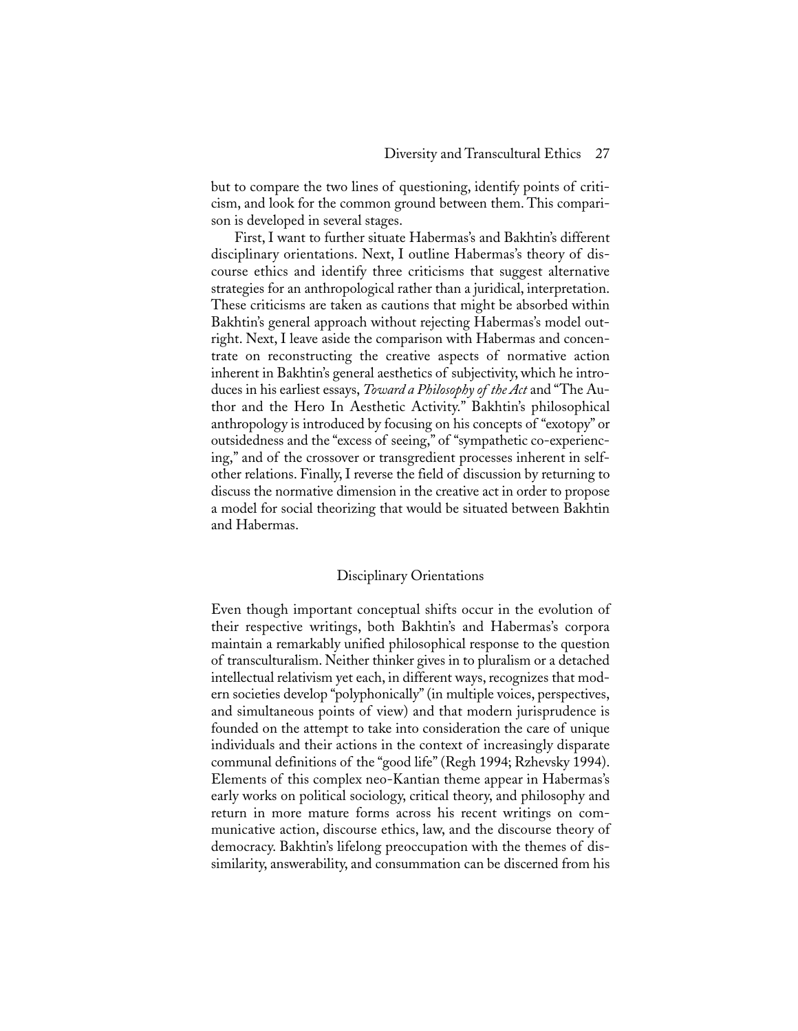but to compare the two lines of questioning, identify points of criticism, and look for the common ground between them. This comparison is developed in several stages.

First, I want to further situate Habermas's and Bakhtin's different disciplinary orientations. Next, I outline Habermas's theory of discourse ethics and identify three criticisms that suggest alternative strategies for an anthropological rather than a juridical, interpretation. These criticisms are taken as cautions that might be absorbed within Bakhtin's general approach without rejecting Habermas's model outright. Next, I leave aside the comparison with Habermas and concentrate on reconstructing the creative aspects of normative action inherent in Bakhtin's general aesthetics of subjectivity, which he introduces in his earliest essays, *Toward a Philosophy of the Act* and "The Author and the Hero In Aesthetic Activity." Bakhtin's philosophical anthropology is introduced by focusing on his concepts of "exotopy" or outsidedness and the "excess of seeing," of "sympathetic co-experiencing," and of the crossover or transgredient processes inherent in self-other relations. Finally, I reverse the field of discussion by returning to discuss the normative dimension in the creative act in order to propose a model for social theorizing that would be situated between Bakhtin and Habermas.

## Disciplinary Orientations

Even though important conceptual shifts occur in the evolution of their respective writings, both Bakhtin's and Habermas's corpora maintain a remarkably unified philosophical response to the question of transculturalism. Neither thinker gives in to pluralism or a detached intellectual relativism yet each, in different ways, recognizes that modern societies develop "polyphonically" (in multiple voices, perspectives, and simultaneous points of view) and that modern jurisprudence is founded on the attempt to take into consideration the care of unique individuals and their actions in the context of increasingly disparate communal definitions of the "good life" (Regh 1994; Rzhevsky 1994). Elements of this complex neo-Kantian theme appear in Habermas's early works on political sociology, critical theory, and philosophy and return in more mature forms across his recent writings on communicative action, discourse ethics, law, and the discourse theory of democracy. Bakhtin's lifelong preoccupation with the themes of dissimilarity, answerability, and consummation can be discerned from his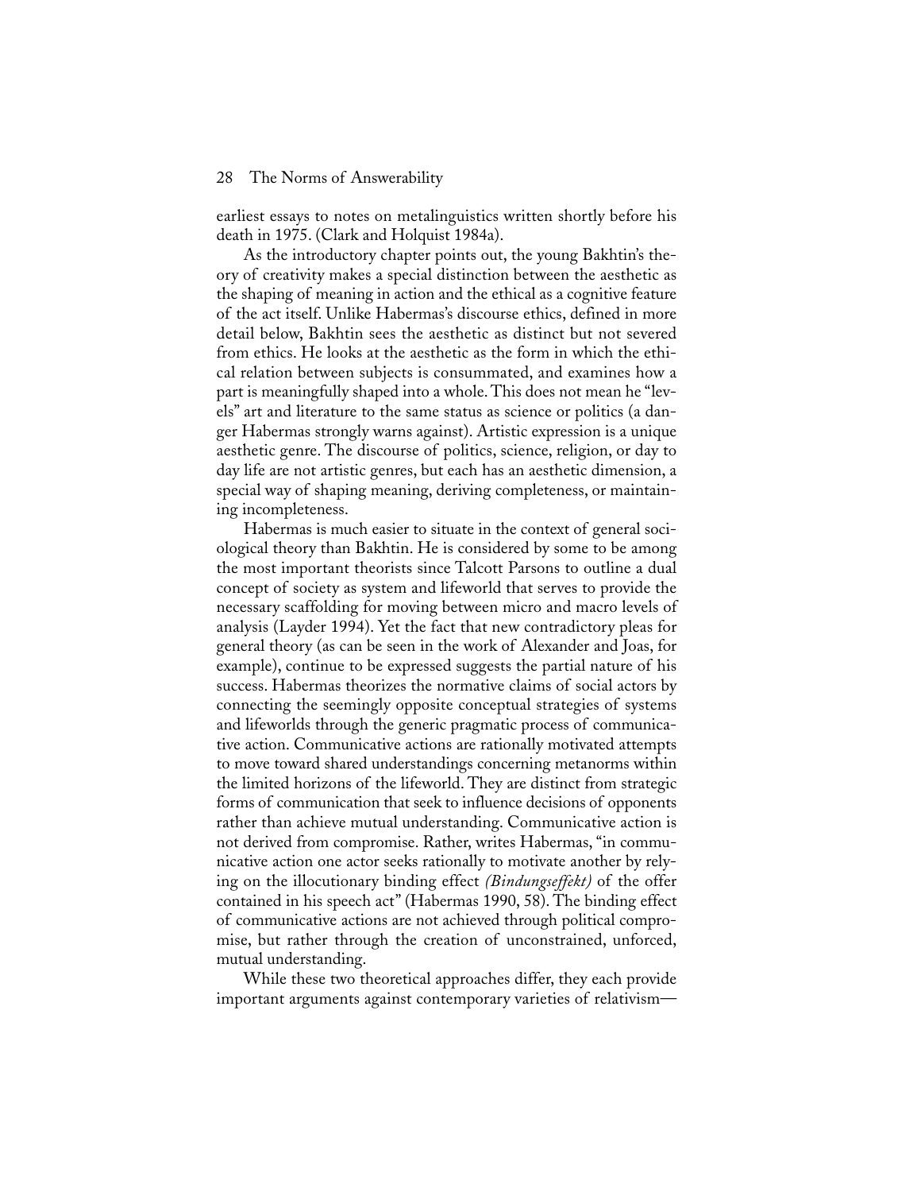earliest essays to notes on metalinguistics written shortly before his death in 1975. (Clark and Holquist 1984a).

As the introductory chapter points out, the young Bakhtin's theory of creativity makes a special distinction between the aesthetic as the shaping of meaning in action and the ethical as a cognitive feature of the act itself. Unlike Habermas's discourse ethics, defined in more detail below, Bakhtin sees the aesthetic as distinct but not severed from ethics. He looks at the aesthetic as the form in which the ethical relation between subjects is consummated, and examines how a part is meaningfully shaped into a whole. This does not mean he "levels" art and literature to the same status as science or politics (a danger Habermas strongly warns against). Artistic expression is a unique aesthetic genre. The discourse of politics, science, religion, or day to day life are not artistic genres, but each has an aesthetic dimension, a special way of shaping meaning, deriving completeness, or maintaining incompleteness.

Habermas is much easier to situate in the context of general sociological theory than Bakhtin. He is considered by some to be among the most important theorists since Talcott Parsons to outline a dual concept of society as system and lifeworld that serves to provide the necessary scaffolding for moving between micro and macro levels of analysis (Layder 1994). Yet the fact that new contradictory pleas for general theory (as can be seen in the work of Alexander and Joas, for example), continue to be expressed suggests the partial nature of his success. Habermas theorizes the normative claims of social actors by connecting the seemingly opposite conceptual strategies of systems and lifeworlds through the generic pragmatic process of communicative action. Communicative actions are rationally motivated attempts to move toward shared understandings concerning metanorms within the limited horizons of the lifeworld. They are distinct from strategic forms of communication that seek to influence decisions of opponents rather than achieve mutual understanding. Communicative action is not derived from compromise. Rather, writes Habermas, "in communicative action one actor seeks rationally to motivate another by relying on the illocutionary binding effect *(Bindungseffekt)* of the offer contained in his speech act" (Habermas 1990, 58). The binding effect of communicative actions are not achieved through political compromise, but rather through the creation of unconstrained, unforced, mutual understanding.

While these two theoretical approaches differ, they each provide important arguments against contemporary varieties of relativism—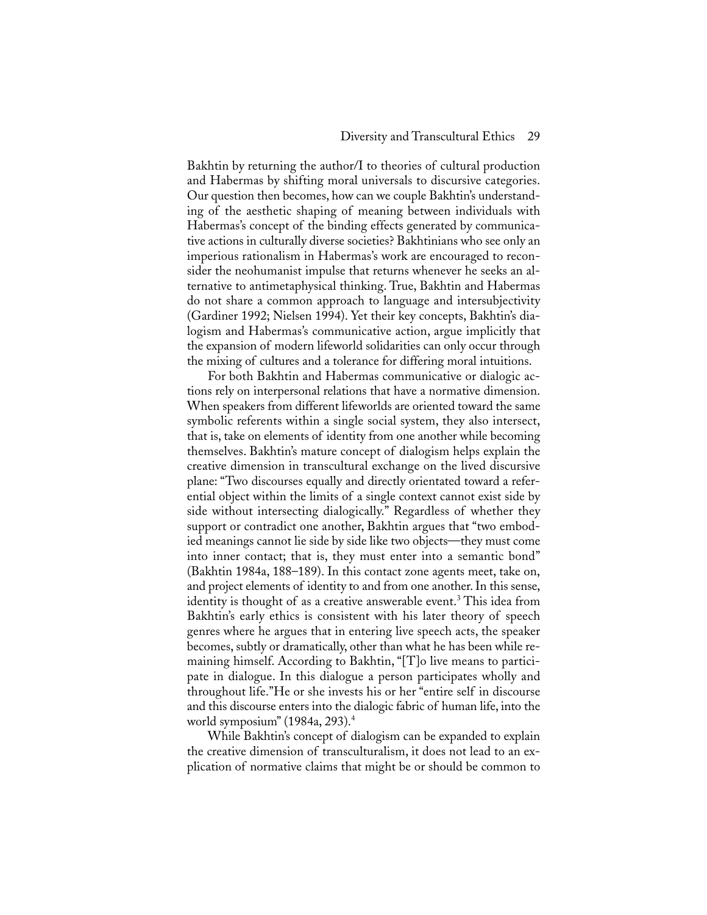Bakhtin by returning the author/I to theories of cultural production and Habermas by shifting moral universals to discursive categories. Our question then becomes, how can we couple Bakhtin's understanding of the aesthetic shaping of meaning between individuals with Habermas's concept of the binding effects generated by communicative actions in culturally diverse societies? Bakhtinians who see only an imperious rationalism in Habermas's work are encouraged to reconsider the neohumanist impulse that returns whenever he seeks an alternative to antimetaphysical thinking. True, Bakhtin and Habermas do not share a common approach to language and intersubjectivity (Gardiner 1992; Nielsen 1994). Yet their key concepts, Bakhtin's dialogism and Habermas's communicative action, argue implicitly that the expansion of modern lifeworld solidarities can only occur through the mixing of cultures and a tolerance for differing moral intuitions.

For both Bakhtin and Habermas communicative or dialogic actions rely on interpersonal relations that have a normative dimension. When speakers from different lifeworlds are oriented toward the same symbolic referents within a single social system, they also intersect, that is, take on elements of identity from one another while becoming themselves. Bakhtin's mature concept of dialogism helps explain the creative dimension in transcultural exchange on the lived discursive plane: "Two discourses equally and directly orientated toward a referential object within the limits of a single context cannot exist side by side without intersecting dialogically." Regardless of whether they support or contradict one another, Bakhtin argues that "two embodied meanings cannot lie side by side like two objects—they must come into inner contact; that is, they must enter into a semantic bond" (Bakhtin 1984a, 188–189). In this contact zone agents meet, take on, and project elements of identity to and from one another. In this sense, identity is thought of as a creative answerable event.[3] This idea from Bakhtin's early ethics is consistent with his later theory of speech genres where he argues that in entering live speech acts, the speaker becomes, subtly or dramatically, other than what he has been while remaining himself. According to Bakhtin, "[T]o live means to participate in dialogue. In this dialogue a person participates wholly and throughout life." He or she invests his or her "entire self in discourse and this discourse enters into the dialogic fabric of human life, into the world symposium" (1984a, 293).[4]

While Bakhtin's concept of dialogism can be expanded to explain the creative dimension of transculturalism, it does not lead to an explication of normative claims that might be or should be common to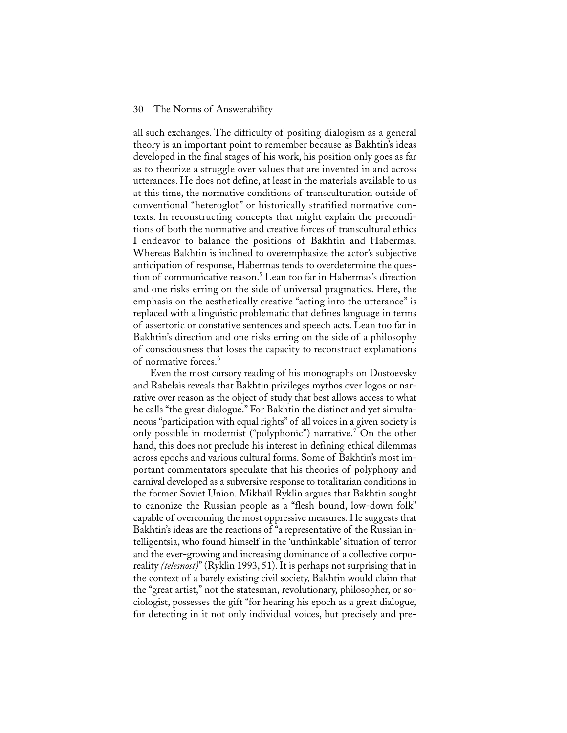all such exchanges. The difficulty of positing dialogism as a general theory is an important point to remember because as Bakhtin's ideas developed in the final stages of his work, his position only goes as far as to theorize a struggle over values that are invented in and across utterances. He does not define, at least in the materials available to us at this time, the normative conditions of transculturation outside of conventional "heteroglot" or historically stratified normative contexts. In reconstructing concepts that might explain the preconditions of both the normative and creative forces of transcultural ethics I endeavor to balance the positions of Bakhtin and Habermas. Whereas Bakhtin is inclined to overemphasize the actor's subjective anticipation of response, Habermas tends to overdetermine the question of communicative reason.[5] Lean too far in Habermas's direction and one risks erring on the side of universal pragmatics. Here, the emphasis on the aesthetically creative "acting into the utterance" is replaced with a linguistic problematic that defines language in terms of assertoric or constative sentences and speech acts. Lean too far in Bakhtin's direction and one risks erring on the side of a philosophy of consciousness that loses the capacity to reconstruct explanations of normative forces.[6]

Even the most cursory reading of his monographs on Dostoevsky and Rabelais reveals that Bakhtin privileges mythos over logos or narrative over reason as the object of study that best allows access to what he calls "the great dialogue." For Bakhtin the distinct and yet simultaneous "participation with equal rights" of all voices in a given society is only possible in modernist ("polyphonic") narrative.[7] On the other hand, this does not preclude his interest in defining ethical dilemmas across epochs and various cultural forms. Some of Bakhtin's most important commentators speculate that his theories of polyphony and carnival developed as a subversive response to totalitarian conditions in the former Soviet Union. Mikhaïl Ryklin argues that Bakhtin sought to canonize the Russian people as a "flesh bound, low-down folk" capable of overcoming the most oppressive measures. He suggests that Bakhtin's ideas are the reactions of "a representative of the Russian intelligentsia, who found himself in the 'unthinkable' situation of terror and the ever-growing and increasing dominance of a collective corporeality *(telesnost)*" (Ryklin 1993, 51). It is perhaps not surprising that in the context of a barely existing civil society, Bakhtin would claim that the "great artist," not the statesman, revolutionary, philosopher, or sociologist, possesses the gift "for hearing his epoch as a great dialogue, for detecting in it not only individual voices, but precisely and pre-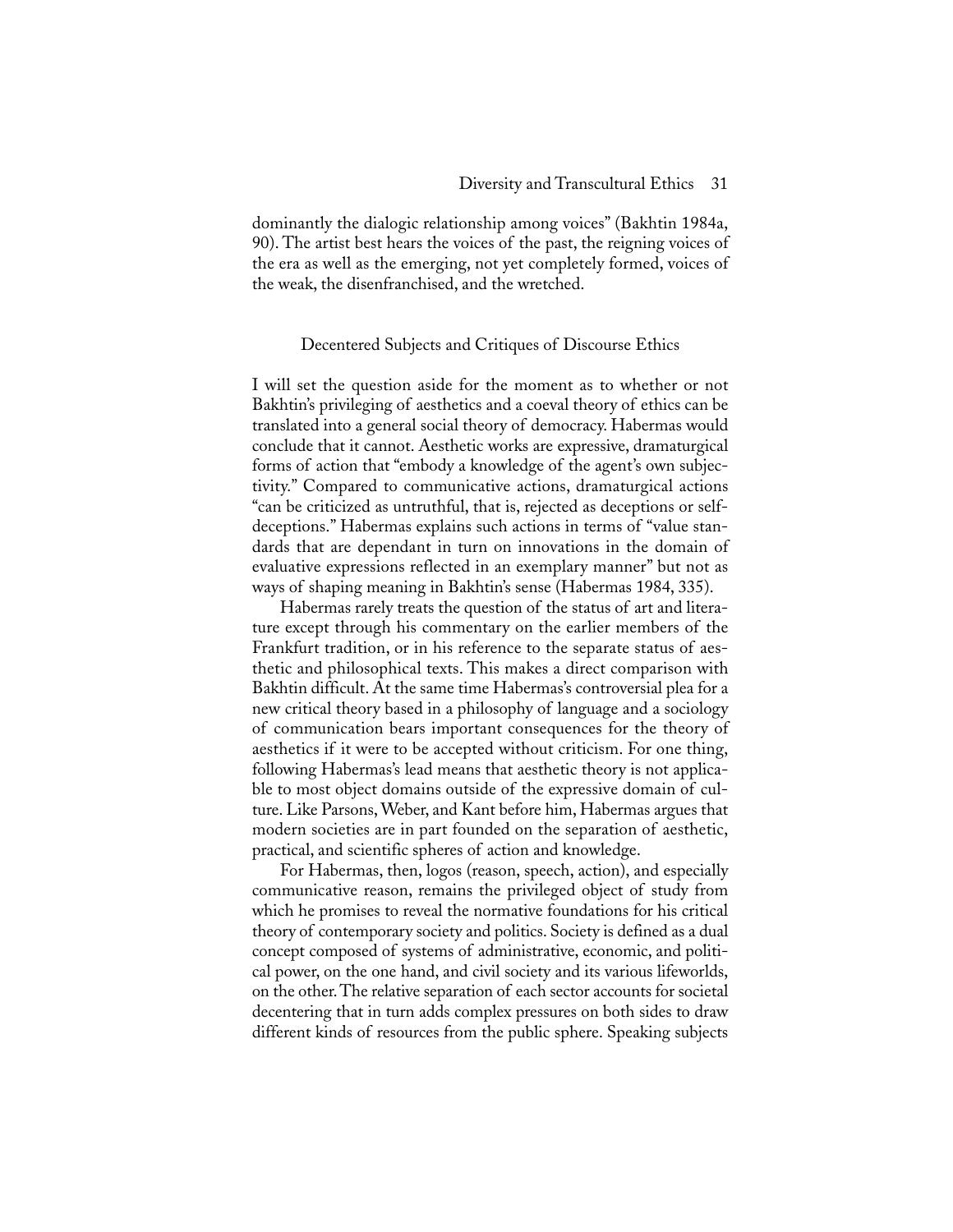dominantly the dialogic relationship among voices" (Bakhtin 1984a, 90). The artist best hears the voices of the past, the reigning voices of the era as well as the emerging, not yet completely formed, voices of the weak, the disenfranchised, and the wretched.

## Decentered Subjects and Critiques of Discourse Ethics

I will set the question aside for the moment as to whether or not Bakhtin's privileging of aesthetics and a coeval theory of ethics can be translated into a general social theory of democracy. Habermas would conclude that it cannot. Aesthetic works are expressive, dramaturgical forms of action that "embody a knowledge of the agent's own subjectivity." Compared to communicative actions, dramaturgical actions "can be criticized as untruthful, that is, rejected as deceptions or self-deceptions." Habermas explains such actions in terms of "value standards that are dependant in turn on innovations in the domain of evaluative expressions reflected in an exemplary manner" but not as ways of shaping meaning in Bakhtin's sense (Habermas 1984, 335).

Habermas rarely treats the question of the status of art and literature except through his commentary on the earlier members of the Frankfurt tradition, or in his reference to the separate status of aesthetic and philosophical texts. This makes a direct comparison with Bakhtin difficult. At the same time Habermas's controversial plea for a new critical theory based in a philosophy of language and a sociology of communication bears important consequences for the theory of aesthetics if it were to be accepted without criticism. For one thing, following Habermas's lead means that aesthetic theory is not applicable to most object domains outside of the expressive domain of culture. Like Parsons, Weber, and Kant before him, Habermas argues that modern societies are in part founded on the separation of aesthetic, practical, and scientific spheres of action and knowledge.

For Habermas, then, logos (reason, speech, action), and especially communicative reason, remains the privileged object of study from which he promises to reveal the normative foundations for his critical theory of contemporary society and politics. Society is defined as a dual concept composed of systems of administrative, economic, and political power, on the one hand, and civil society and its various lifeworlds, on the other. The relative separation of each sector accounts for societal decentering that in turn adds complex pressures on both sides to draw different kinds of resources from the public sphere. Speaking subjects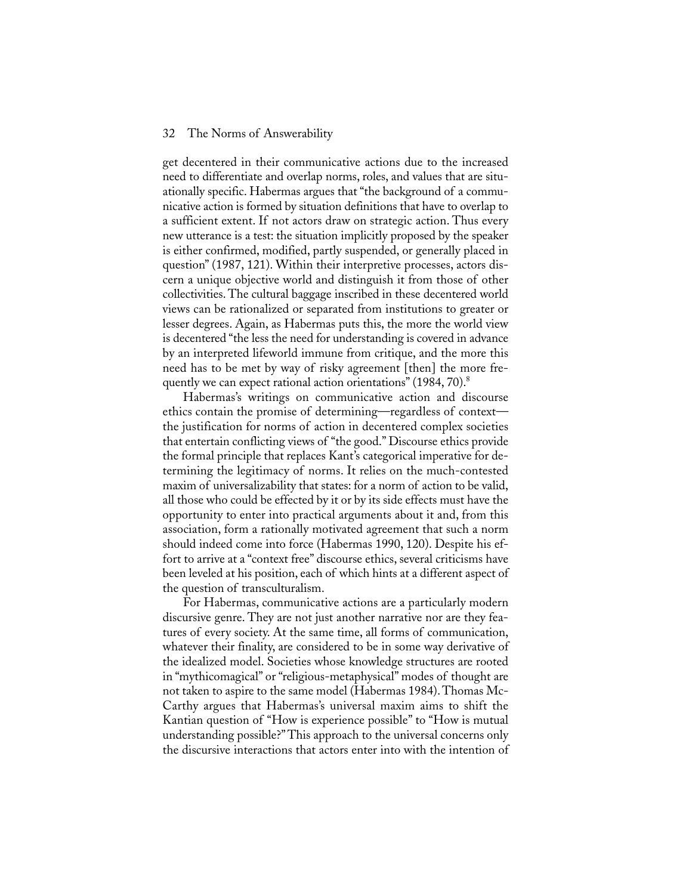get decentered in their communicative actions due to the increased need to differentiate and overlap norms, roles, and values that are situationally specific. Habermas argues that "the background of a communicative action is formed by situation definitions that have to overlap to a sufficient extent. If not actors draw on strategic action. Thus every new utterance is a test: the situation implicitly proposed by the speaker is either confirmed, modified, partly suspended, or generally placed in question" (1987, 121). Within their interpretive processes, actors discern a unique objective world and distinguish it from those of other collectivities. The cultural baggage inscribed in these decentered world views can be rationalized or separated from institutions to greater or lesser degrees. Again, as Habermas puts this, the more the world view is decentered "the less the need for understanding is covered in advance by an interpreted lifeworld immune from critique, and the more this need has to be met by way of risky agreement [then] the more frequently we can expect rational action orientations" (1984, 70).[8]

Habermas's writings on communicative action and discourse ethics contain the promise of determining—regardless of context—the justification for norms of action in decentered complex societies that entertain conflicting views of "the good." Discourse ethics provide the formal principle that replaces Kant's categorical imperative for determining the legitimacy of norms. It relies on the much-contested maxim of universalizability that states: for a norm of action to be valid, all those who could be effected by it or by its side effects must have the opportunity to enter into practical arguments about it and, from this association, form a rationally motivated agreement that such a norm should indeed come into force (Habermas 1990, 120). Despite his effort to arrive at a "context free" discourse ethics, several criticisms have been leveled at his position, each of which hints at a different aspect of the question of transculturalism.

For Habermas, communicative actions are a particularly modern discursive genre. They are not just another narrative nor are they features of every society. At the same time, all forms of communication, whatever their finality, are considered to be in some way derivative of the idealized model. Societies whose knowledge structures are rooted in "mythicomagical" or "religious-metaphysical" modes of thought are not taken to aspire to the same model (Habermas 1984). Thomas McCarthy argues that Habermas's universal maxim aims to shift the Kantian question of "How is experience possible" to "How is mutual understanding possible?" This approach to the universal concerns only the discursive interactions that actors enter into with the intention of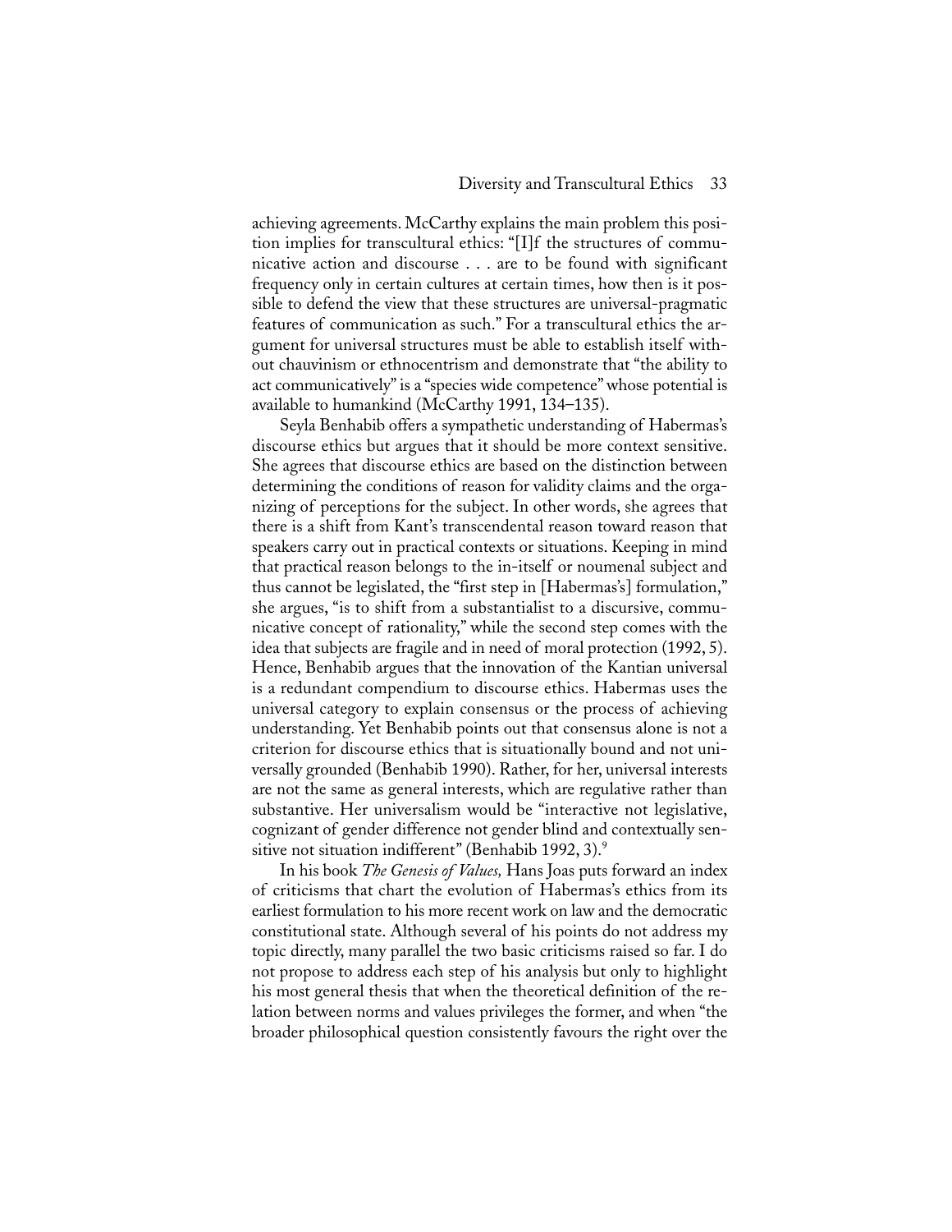achieving agreements. McCarthy explains the main problem this position implies for transcultural ethics: "[I]f the structures of communicative action and discourse . . . are to be found with significant frequency only in certain cultures at certain times, how then is it possible to defend the view that these structures are universal-pragmatic features of communication as such." For a transcultural ethics the argument for universal structures must be able to establish itself without chauvinism or ethnocentrism and demonstrate that "the ability to act communicatively" is a "species wide competence" whose potential is available to humankind (McCarthy 1991, 134–135).

Seyla Benhabib offers a sympathetic understanding of Habermas's discourse ethics but argues that it should be more context sensitive. She agrees that discourse ethics are based on the distinction between determining the conditions of reason for validity claims and the organizing of perceptions for the subject. In other words, she agrees that there is a shift from Kant's transcendental reason toward reason that speakers carry out in practical contexts or situations. Keeping in mind that practical reason belongs to the in-itself or noumenal subject and thus cannot be legislated, the "first step in [Habermas's] formulation," she argues, "is to shift from a substantialist to a discursive, communicative concept of rationality," while the second step comes with the idea that subjects are fragile and in need of moral protection (1992, 5). Hence, Benhabib argues that the innovation of the Kantian universal is a redundant compendium to discourse ethics. Habermas uses the universal category to explain consensus or the process of achieving understanding. Yet Benhabib points out that consensus alone is not a criterion for discourse ethics that is situationally bound and not universally grounded (Benhabib 1990). Rather, for her, universal interests are not the same as general interests, which are regulative rather than substantive. Her universalism would be "interactive not legislative, cognizant of gender difference not gender blind and contextually sensitive not situation indifferent" (Benhabib 1992, 3).[9]

In his book *The Genesis of Values,* Hans Joas puts forward an index of criticisms that chart the evolution of Habermas's ethics from its earliest formulation to his more recent work on law and the democratic constitutional state. Although several of his points do not address my topic directly, many parallel the two basic criticisms raised so far. I do not propose to address each step of his analysis but only to highlight his most general thesis that when the theoretical definition of the relation between norms and values privileges the former, and when "the broader philosophical question consistently favours the right over the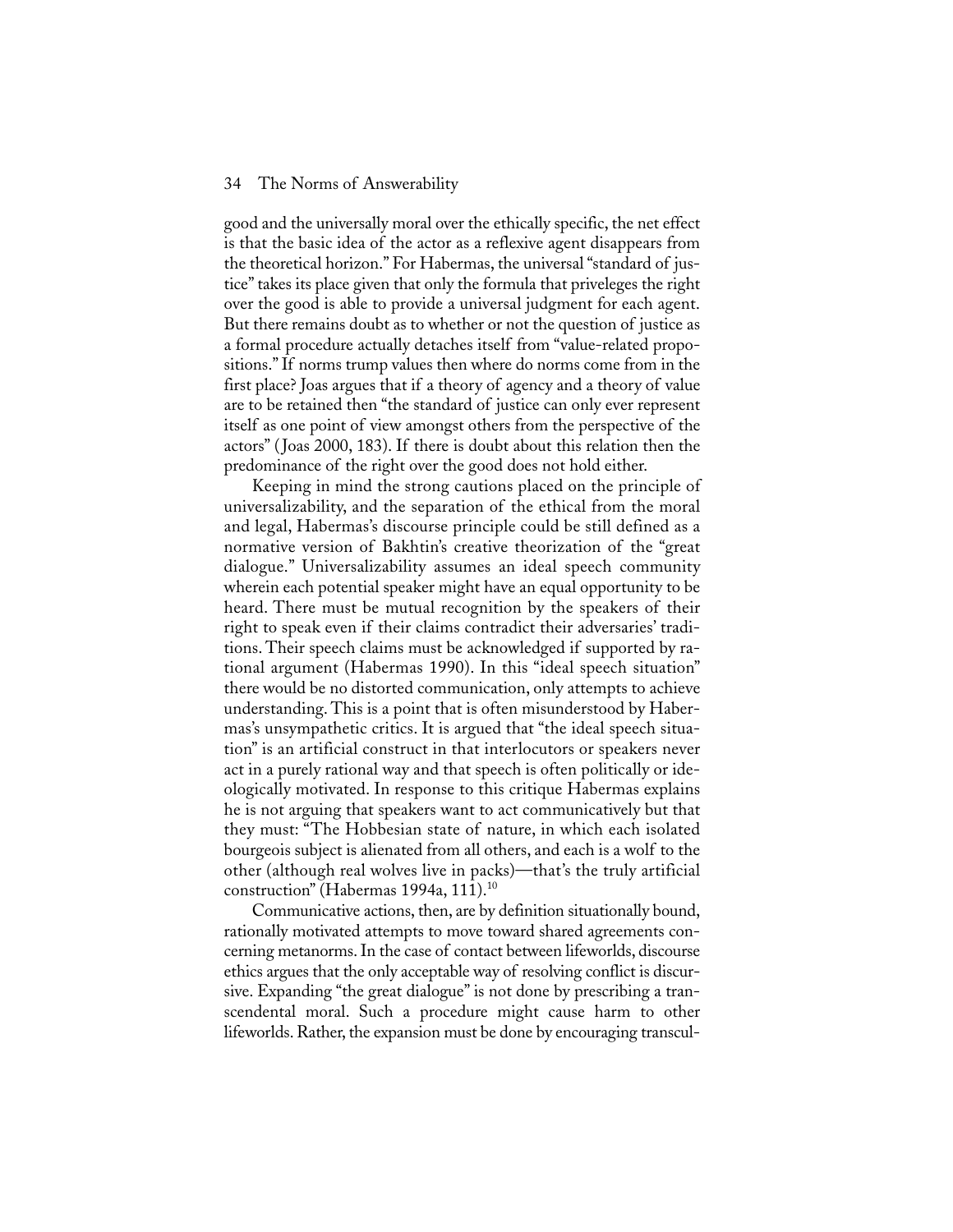good and the universally moral over the ethically specific, the net effect is that the basic idea of the actor as a reflexive agent disappears from the theoretical horizon." For Habermas, the universal "standard of justice" takes its place given that only the formula that priveleges the right over the good is able to provide a universal judgment for each agent. But there remains doubt as to whether or not the question of justice as a formal procedure actually detaches itself from "value-related propositions." If norms trump values then where do norms come from in the first place? Joas argues that if a theory of agency and a theory of value are to be retained then "the standard of justice can only ever represent itself as one point of view amongst others from the perspective of the actors" (Joas 2000, 183). If there is doubt about this relation then the predominance of the right over the good does not hold either.

Keeping in mind the strong cautions placed on the principle of universalizability, and the separation of the ethical from the moral and legal, Habermas's discourse principle could be still defined as a normative version of Bakhtin's creative theorization of the "great dialogue." Universalizability assumes an ideal speech community wherein each potential speaker might have an equal opportunity to be heard. There must be mutual recognition by the speakers of their right to speak even if their claims contradict their adversaries' traditions. Their speech claims must be acknowledged if supported by rational argument (Habermas 1990). In this "ideal speech situation" there would be no distorted communication, only attempts to achieve understanding. This is a point that is often misunderstood by Habermas's unsympathetic critics. It is argued that "the ideal speech situation" is an artificial construct in that interlocutors or speakers never act in a purely rational way and that speech is often politically or ideologically motivated. In response to this critique Habermas explains he is not arguing that speakers want to act communicatively but that they must: "The Hobbesian state of nature, in which each isolated bourgeois subject is alienated from all others, and each is a wolf to the other (although real wolves live in packs)—that's the truly artificial construction" (Habermas 1994a, 111).[10]

Communicative actions, then, are by definition situationally bound, rationally motivated attempts to move toward shared agreements concerning metanorms. In the case of contact between lifeworlds, discourse ethics argues that the only acceptable way of resolving conflict is discursive. Expanding "the great dialogue" is not done by prescribing a transcendental moral. Such a procedure might cause harm to other lifeworlds. Rather, the expansion must be done by encouraging transcul-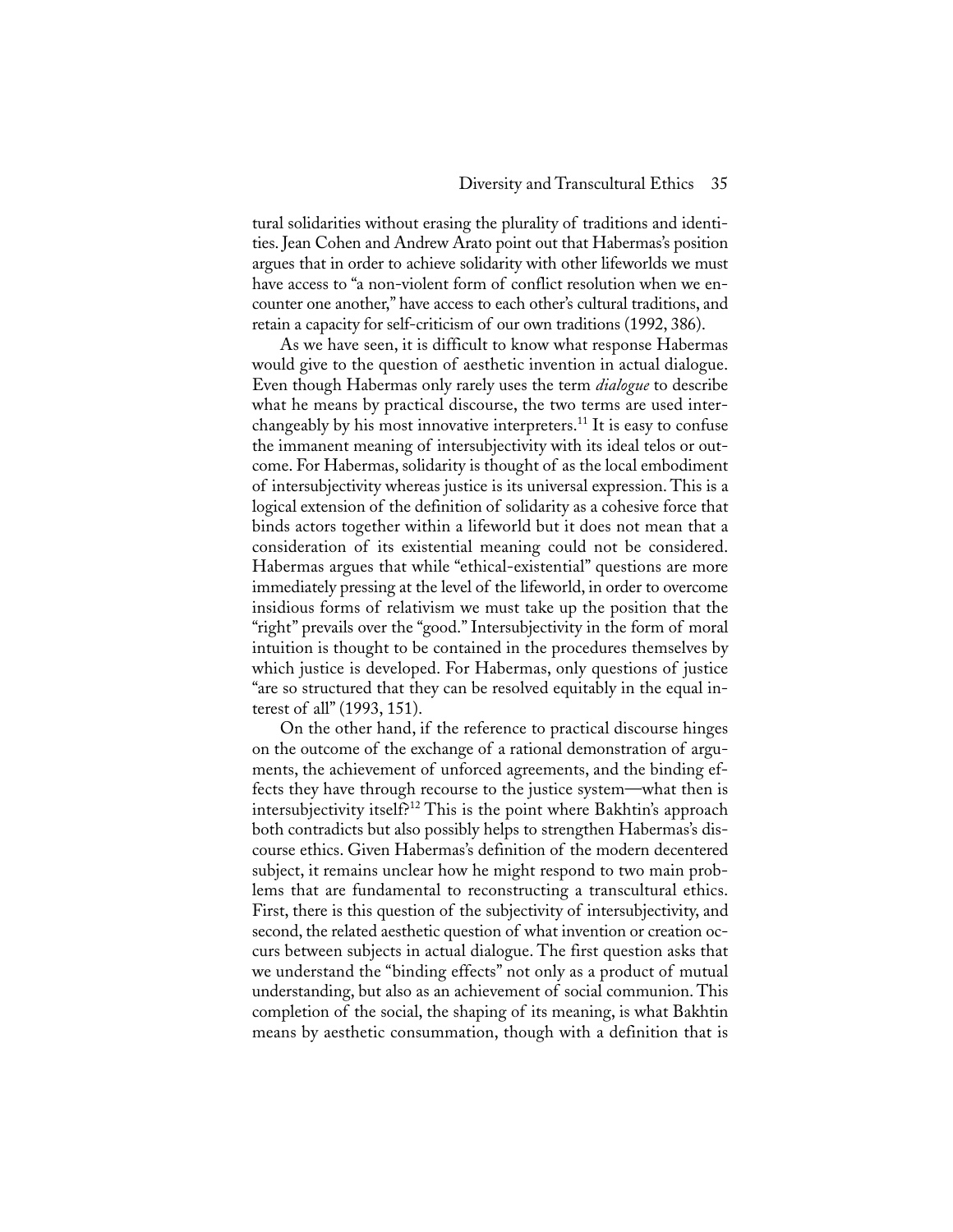tural solidarities without erasing the plurality of traditions and identities. Jean Cohen and Andrew Arato point out that Habermas's position argues that in order to achieve solidarity with other lifeworlds we must have access to "a non-violent form of conflict resolution when we encounter one another," have access to each other's cultural traditions, and retain a capacity for self-criticism of our own traditions (1992, 386).

As we have seen, it is difficult to know what response Habermas would give to the question of aesthetic invention in actual dialogue. Even though Habermas only rarely uses the term *dialogue* to describe what he means by practical discourse, the two terms are used interchangeably by his most innovative interpreters.[11] It is easy to confuse the immanent meaning of intersubjectivity with its ideal telos or outcome. For Habermas, solidarity is thought of as the local embodiment of intersubjectivity whereas justice is its universal expression. This is a logical extension of the definition of solidarity as a cohesive force that binds actors together within a lifeworld but it does not mean that a consideration of its existential meaning could not be considered. Habermas argues that while "ethical-existential" questions are more immediately pressing at the level of the lifeworld, in order to overcome insidious forms of relativism we must take up the position that the "right" prevails over the "good." Intersubjectivity in the form of moral intuition is thought to be contained in the procedures themselves by which justice is developed. For Habermas, only questions of justice "are so structured that they can be resolved equitably in the equal interest of all" (1993, 151).

On the other hand, if the reference to practical discourse hinges on the outcome of the exchange of a rational demonstration of arguments, the achievement of unforced agreements, and the binding effects they have through recourse to the justice system—what then is intersubjectivity itself?[12] This is the point where Bakhtin's approach both contradicts but also possibly helps to strengthen Habermas's discourse ethics. Given Habermas's definition of the modern decentered subject, it remains unclear how he might respond to two main problems that are fundamental to reconstructing a transcultural ethics. First, there is this question of the subjectivity of intersubjectivity, and second, the related aesthetic question of what invention or creation occurs between subjects in actual dialogue. The first question asks that we understand the "binding effects" not only as a product of mutual understanding, but also as an achievement of social communion. This completion of the social, the shaping of its meaning, is what Bakhtin means by aesthetic consummation, though with a definition that is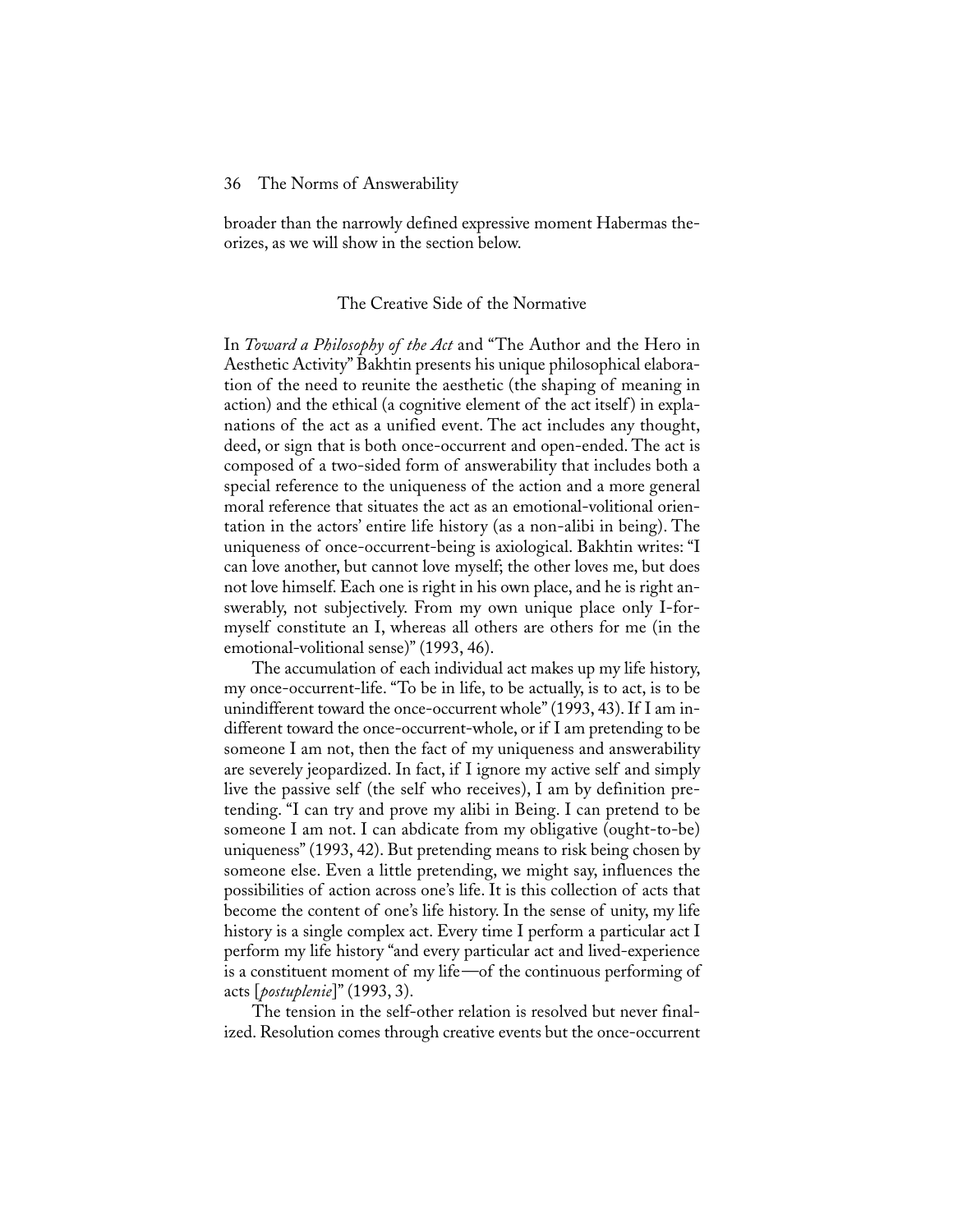broader than the narrowly defined expressive moment Habermas theorizes, as we will show in the section below.

## The Creative Side of the Normative

In *Toward a Philosophy of the Act* and "The Author and the Hero in Aesthetic Activity" Bakhtin presents his unique philosophical elaboration of the need to reunite the aesthetic (the shaping of meaning in action) and the ethical (a cognitive element of the act itself) in explanations of the act as a unified event. The act includes any thought, deed, or sign that is both once-occurrent and open-ended. The act is composed of a two-sided form of answerability that includes both a special reference to the uniqueness of the action and a more general moral reference that situates the act as an emotional-volitional orientation in the actors' entire life history (as a non-alibi in being). The uniqueness of once-occurrent-being is axiological. Bakhtin writes: "I can love another, but cannot love myself; the other loves me, but does not love himself. Each one is right in his own place, and he is right answerably, not subjectively. From my own unique place only I-for-myself constitute an I, whereas all others are others for me (in the emotional-volitional sense)" (1993, 46).

The accumulation of each individual act makes up my life history, my once-occurrent-life. "To be in life, to be actually, is to act, is to be unindifferent toward the once-occurrent whole" (1993, 43). If I am indifferent toward the once-occurrent-whole, or if I am pretending to be someone I am not, then the fact of my uniqueness and answerability are severely jeopardized. In fact, if I ignore my active self and simply live the passive self (the self who receives), I am by definition pretending. "I can try and prove my alibi in Being. I can pretend to be someone I am not. I can abdicate from my obligative (ought-to-be) uniqueness" (1993, 42). But pretending means to risk being chosen by someone else. Even a little pretending, we might say, influences the possibilities of action across one's life. It is this collection of acts that become the content of one's life history. In the sense of unity, my life history is a single complex act. Every time I perform a particular act I perform my life history "and every particular act and lived-experience is a constituent moment of my life—of the continuous performing of acts [*postuplenie*]" (1993, 3).

The tension in the self-other relation is resolved but never finalized. Resolution comes through creative events but the once-occurrent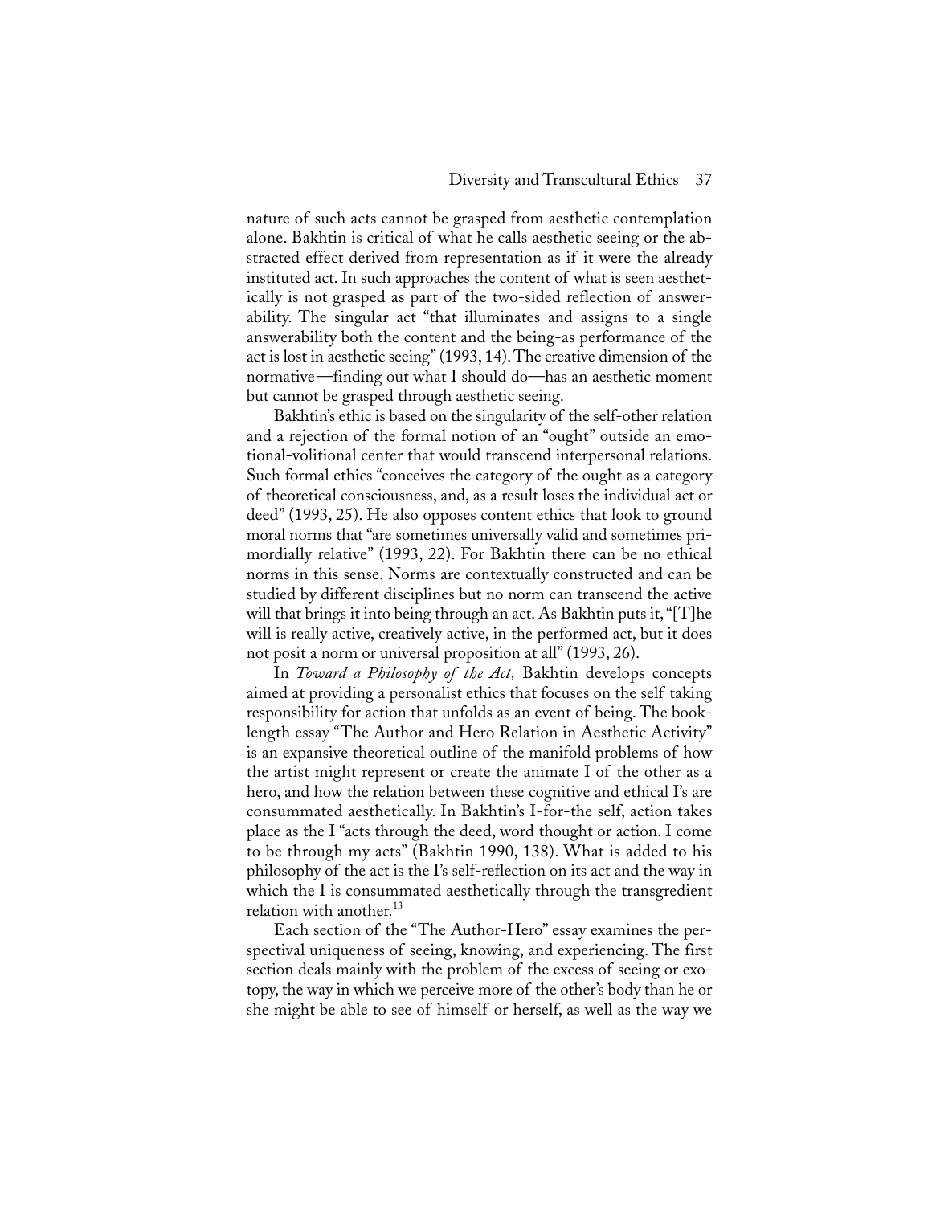nature of such acts cannot be grasped from aesthetic contemplation alone. Bakhtin is critical of what he calls aesthetic seeing or the abstracted effect derived from representation as if it were the already instituted act. In such approaches the content of what is seen aesthetically is not grasped as part of the two-sided reflection of answerability. The singular act "that illuminates and assigns to a single answerability both the content and the being-as performance of the act is lost in aesthetic seeing" (1993, 14). The creative dimension of the normative—finding out what I should do—has an aesthetic moment but cannot be grasped through aesthetic seeing.

Bakhtin's ethic is based on the singularity of the self-other relation and a rejection of the formal notion of an "ought" outside an emotional-volitional center that would transcend interpersonal relations. Such formal ethics "conceives the category of the ought as a category of theoretical consciousness, and, as a result loses the individual act or deed" (1993, 25). He also opposes content ethics that look to ground moral norms that "are sometimes universally valid and sometimes primordially relative" (1993, 22). For Bakhtin there can be no ethical norms in this sense. Norms are contextually constructed and can be studied by different disciplines but no norm can transcend the active will that brings it into being through an act. As Bakhtin puts it, "[T]he will is really active, creatively active, in the performed act, but it does not posit a norm or universal proposition at all" (1993, 26).

In *Toward a Philosophy of the Act,* Bakhtin develops concepts aimed at providing a personalist ethics that focuses on the self taking responsibility for action that unfolds as an event of being. The book-length essay "The Author and Hero Relation in Aesthetic Activity" is an expansive theoretical outline of the manifold problems of how the artist might represent or create the animate I of the other as a hero, and how the relation between these cognitive and ethical I's are consummated aesthetically. In Bakhtin's I-for-the self, action takes place as the I "acts through the deed, word thought or action. I come to be through my acts" (Bakhtin 1990, 138). What is added to his philosophy of the act is the I's self-reflection on its act and the way in which the I is consummated aesthetically through the transgredient relation with another.[13]

Each section of the "The Author-Hero" essay examines the perspectival uniqueness of seeing, knowing, and experiencing. The first section deals mainly with the problem of the excess of seeing or exotopy, the way in which we perceive more of the other's body than he or she might be able to see of himself or herself, as well as the way we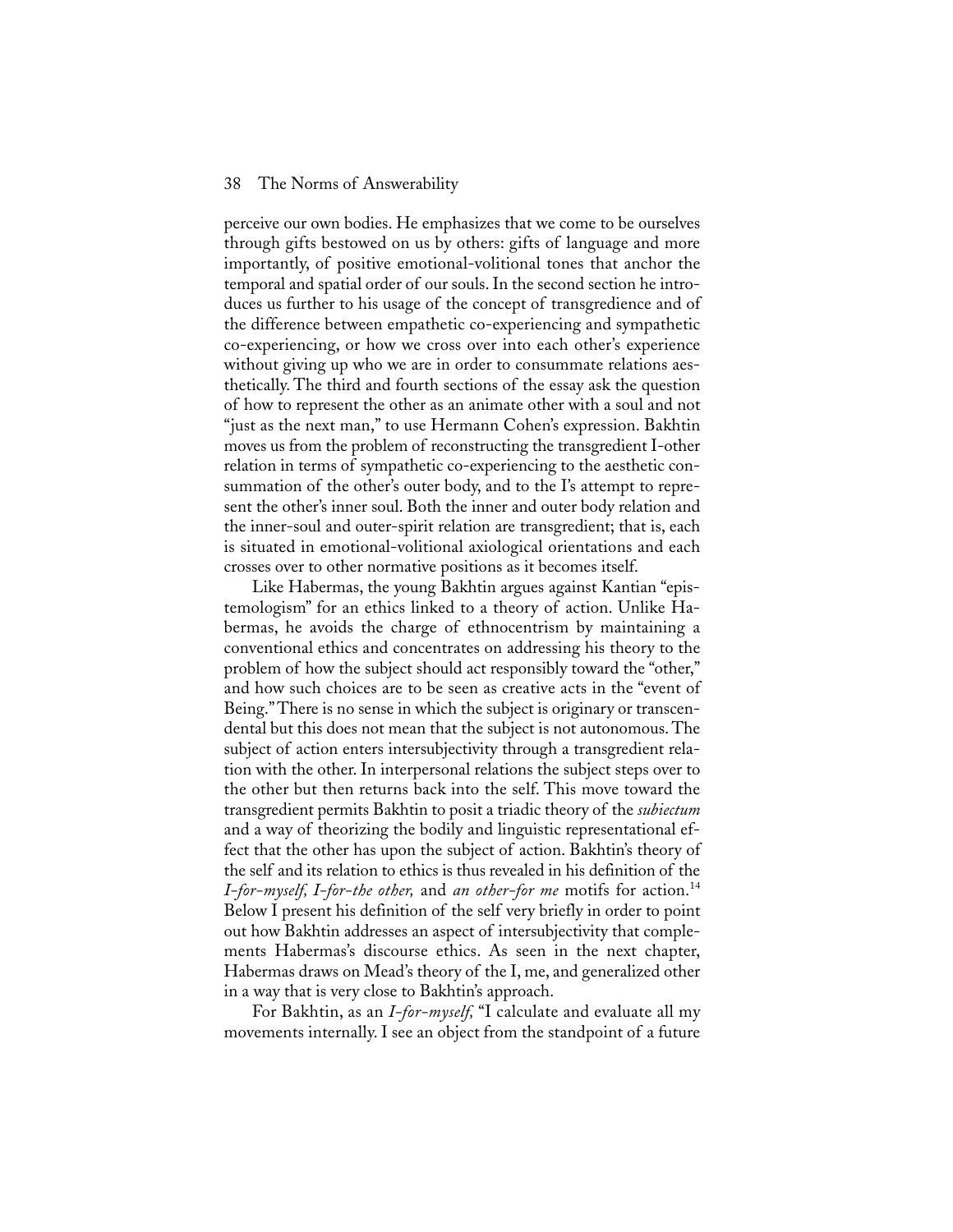perceive our own bodies. He emphasizes that we come to be ourselves through gifts bestowed on us by others: gifts of language and more importantly, of positive emotional-volitional tones that anchor the temporal and spatial order of our souls. In the second section he introduces us further to his usage of the concept of transgredience and of the difference between empathetic co-experiencing and sympathetic co-experiencing, or how we cross over into each other's experience without giving up who we are in order to consummate relations aesthetically. The third and fourth sections of the essay ask the question of how to represent the other as an animate other with a soul and not "just as the next man," to use Hermann Cohen's expression. Bakhtin moves us from the problem of reconstructing the transgredient I-other relation in terms of sympathetic co-experiencing to the aesthetic consummation of the other's outer body, and to the I's attempt to represent the other's inner soul. Both the inner and outer body relation and the inner-soul and outer-spirit relation are transgredient; that is, each is situated in emotional-volitional axiological orientations and each crosses over to other normative positions as it becomes itself.

Like Habermas, the young Bakhtin argues against Kantian "epistemologism" for an ethics linked to a theory of action. Unlike Habermas, he avoids the charge of ethnocentrism by maintaining a conventional ethics and concentrates on addressing his theory to the problem of how the subject should act responsibly toward the "other," and how such choices are to be seen as creative acts in the "event of Being." There is no sense in which the subject is originary or transcendental but this does not mean that the subject is not autonomous. The subject of action enters intersubjectivity through a transgredient relation with the other. In interpersonal relations the subject steps over to the other but then returns back into the self. This move toward the transgredient permits Bakhtin to posit a triadic theory of the *subiectum* and a way of theorizing the bodily and linguistic representational effect that the other has upon the subject of action. Bakhtin's theory of the self and its relation to ethics is thus revealed in his definition of the *I-for-myself, I-for-the other,* and *an other-for me* motifs for action.[14] Below I present his definition of the self very briefly in order to point out how Bakhtin addresses an aspect of intersubjectivity that complements Habermas's discourse ethics. As seen in the next chapter, Habermas draws on Mead's theory of the I, me, and generalized other in a way that is very close to Bakhtin's approach.

For Bakhtin, as an *I-for-myself,* "I calculate and evaluate all my movements internally. I see an object from the standpoint of a future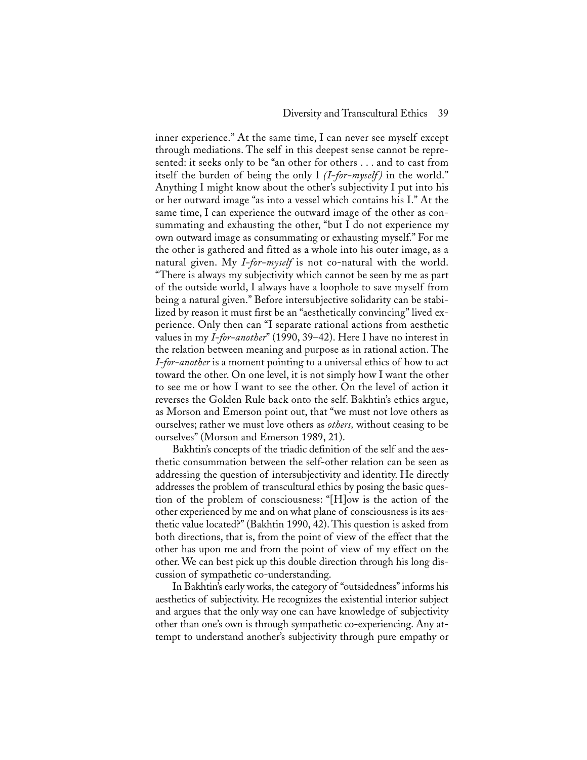inner experience." At the same time, I can never see myself except through mediations. The self in this deepest sense cannot be represented: it seeks only to be "an other for others . . . and to cast from itself the burden of being the only I *(I-for-myself)* in the world." Anything I might know about the other's subjectivity I put into his or her outward image "as into a vessel which contains his I." At the same time, I can experience the outward image of the other as consummating and exhausting the other, "but I do not experience my own outward image as consummating or exhausting myself." For me the other is gathered and fitted as a whole into his outer image, as a natural given. My *I-for-myself* is not co-natural with the world. "There is always my subjectivity which cannot be seen by me as part of the outside world, I always have a loophole to save myself from being a natural given." Before intersubjective solidarity can be stabilized by reason it must first be an "aesthetically convincing" lived experience. Only then can "I separate rational actions from aesthetic values in my *I-for-another*" (1990, 39–42). Here I have no interest in the relation between meaning and purpose as in rational action. The *I-for-another* is a moment pointing to a universal ethics of how to act toward the other. On one level, it is not simply how I want the other to see me or how I want to see the other. On the level of action it reverses the Golden Rule back onto the self. Bakhtin's ethics argue, as Morson and Emerson point out, that "we must not love others as ourselves; rather we must love others as *others,* without ceasing to be ourselves" (Morson and Emerson 1989, 21).

Bakhtin's concepts of the triadic definition of the self and the aesthetic consummation between the self-other relation can be seen as addressing the question of intersubjectivity and identity. He directly addresses the problem of transcultural ethics by posing the basic question of the problem of consciousness: "[H]ow is the action of the other experienced by me and on what plane of consciousness is its aesthetic value located?" (Bakhtin 1990, 42). This question is asked from both directions, that is, from the point of view of the effect that the other has upon me and from the point of view of my effect on the other. We can best pick up this double direction through his long discussion of sympathetic co-understanding.

In Bakhtin's early works, the category of "outsidedness" informs his aesthetics of subjectivity. He recognizes the existential interior subject and argues that the only way one can have knowledge of subjectivity other than one's own is through sympathetic co-experiencing. Any attempt to understand another's subjectivity through pure empathy or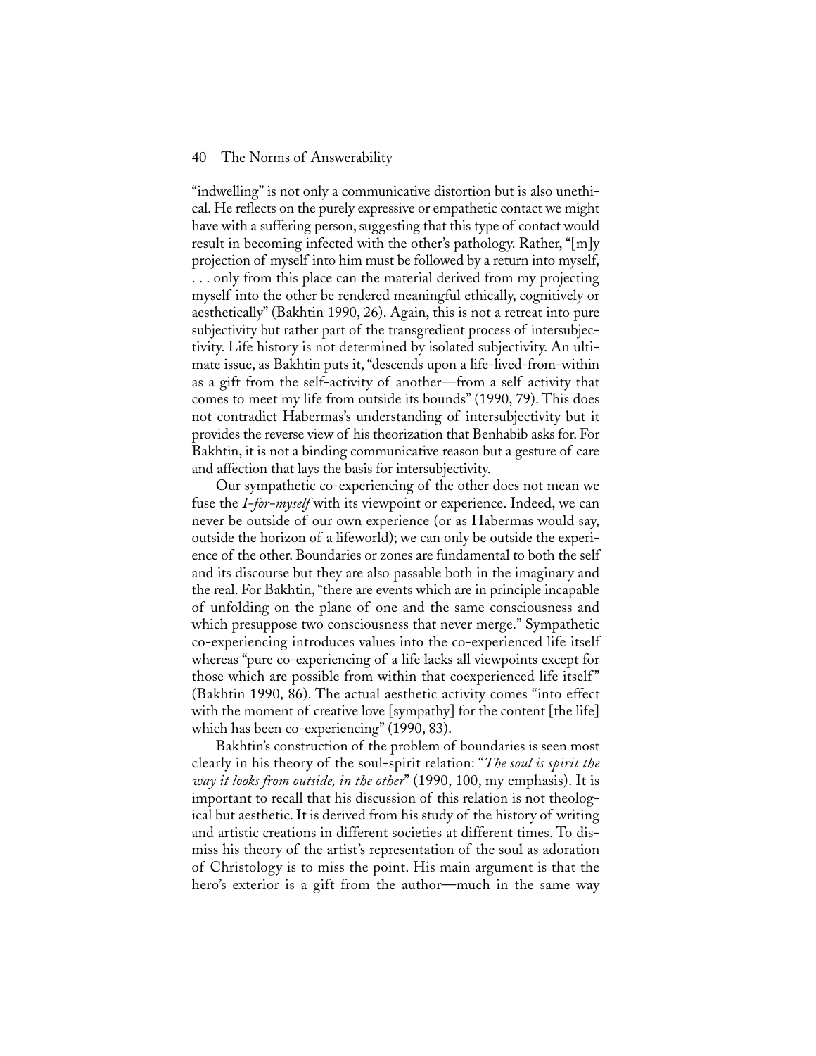"indwelling" is not only a communicative distortion but is also unethical. He reflects on the purely expressive or empathetic contact we might have with a suffering person, suggesting that this type of contact would result in becoming infected with the other's pathology. Rather, "[m]y projection of myself into him must be followed by a return into myself, . . . only from this place can the material derived from my projecting myself into the other be rendered meaningful ethically, cognitively or aesthetically" (Bakhtin 1990, 26). Again, this is not a retreat into pure subjectivity but rather part of the transgredient process of intersubjectivity. Life history is not determined by isolated subjectivity. An ultimate issue, as Bakhtin puts it, "descends upon a life-lived-from-within as a gift from the self-activity of another—from a self activity that comes to meet my life from outside its bounds" (1990, 79). This does not contradict Habermas's understanding of intersubjectivity but it provides the reverse view of his theorization that Benhabib asks for. For Bakhtin, it is not a binding communicative reason but a gesture of care and affection that lays the basis for intersubjectivity.

Our sympathetic co-experiencing of the other does not mean we fuse the *I-for-myself* with its viewpoint or experience. Indeed, we can never be outside of our own experience (or as Habermas would say, outside the horizon of a lifeworld); we can only be outside the experience of the other. Boundaries or zones are fundamental to both the self and its discourse but they are also passable both in the imaginary and the real. For Bakhtin, "there are events which are in principle incapable of unfolding on the plane of one and the same consciousness and which presuppose two consciousness that never merge." Sympathetic co-experiencing introduces values into the co-experienced life itself whereas "pure co-experiencing of a life lacks all viewpoints except for those which are possible from within that coexperienced life itself" (Bakhtin 1990, 86). The actual aesthetic activity comes "into effect with the moment of creative love [sympathy] for the content [the life] which has been co-experiencing" (1990, 83).

Bakhtin's construction of the problem of boundaries is seen most clearly in his theory of the soul-spirit relation: "*The soul is spirit the way it looks from outside, in the other*" (1990, 100, my emphasis). It is important to recall that his discussion of this relation is not theological but aesthetic. It is derived from his study of the history of writing and artistic creations in different societies at different times. To dismiss his theory of the artist's representation of the soul as adoration of Christology is to miss the point. His main argument is that the hero's exterior is a gift from the author—much in the same way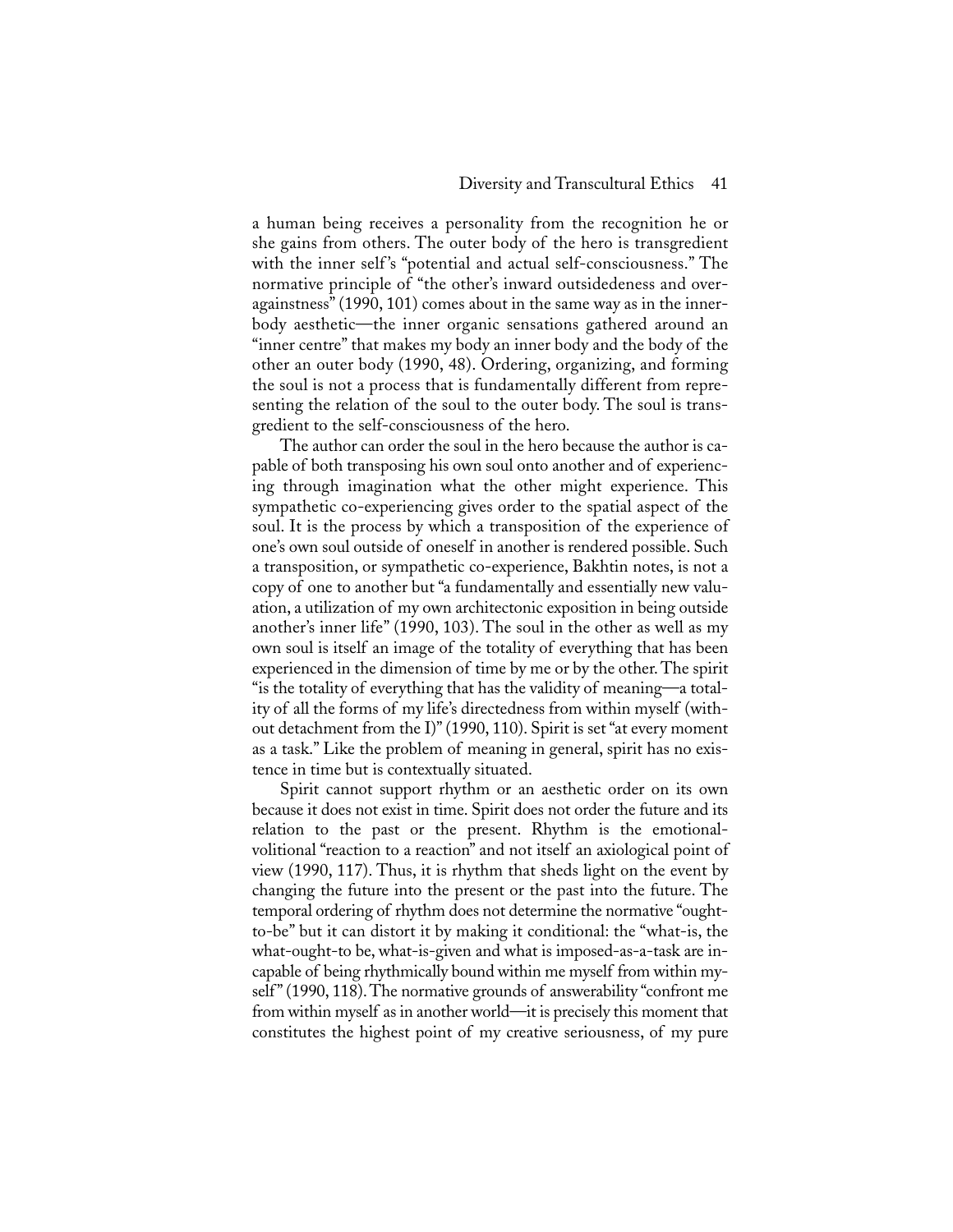a human being receives a personality from the recognition he or she gains from others. The outer body of the hero is transgredient with the inner self's "potential and actual self-consciousness." The normative principle of "the other's inward outsidedeness and over-againstness" (1990, 101) comes about in the same way as in the inner-body aesthetic—the inner organic sensations gathered around an "inner centre" that makes my body an inner body and the body of the other an outer body (1990, 48). Ordering, organizing, and forming the soul is not a process that is fundamentally different from representing the relation of the soul to the outer body. The soul is transgredient to the self-consciousness of the hero.

The author can order the soul in the hero because the author is capable of both transposing his own soul onto another and of experiencing through imagination what the other might experience. This sympathetic co-experiencing gives order to the spatial aspect of the soul. It is the process by which a transposition of the experience of one's own soul outside of oneself in another is rendered possible. Such a transposition, or sympathetic co-experience, Bakhtin notes, is not a copy of one to another but "a fundamentally and essentially new valuation, a utilization of my own architectonic exposition in being outside another's inner life" (1990, 103). The soul in the other as well as my own soul is itself an image of the totality of everything that has been experienced in the dimension of time by me or by the other. The spirit "is the totality of everything that has the validity of meaning—a totality of all the forms of my life's directedness from within myself (without detachment from the I)" (1990, 110). Spirit is set "at every moment as a task." Like the problem of meaning in general, spirit has no existence in time but is contextually situated.

Spirit cannot support rhythm or an aesthetic order on its own because it does not exist in time. Spirit does not order the future and its relation to the past or the present. Rhythm is the emotional-volitional "reaction to a reaction" and not itself an axiological point of view (1990, 117). Thus, it is rhythm that sheds light on the event by changing the future into the present or the past into the future. The temporal ordering of rhythm does not determine the normative "ought-to-be" but it can distort it by making it conditional: the "what-is, the what-ought-to be, what-is-given and what is imposed-as-a-task are incapable of being rhythmically bound within me myself from within myself" (1990, 118). The normative grounds of answerability "confront me from within myself as in another world—it is precisely this moment that constitutes the highest point of my creative seriousness, of my pure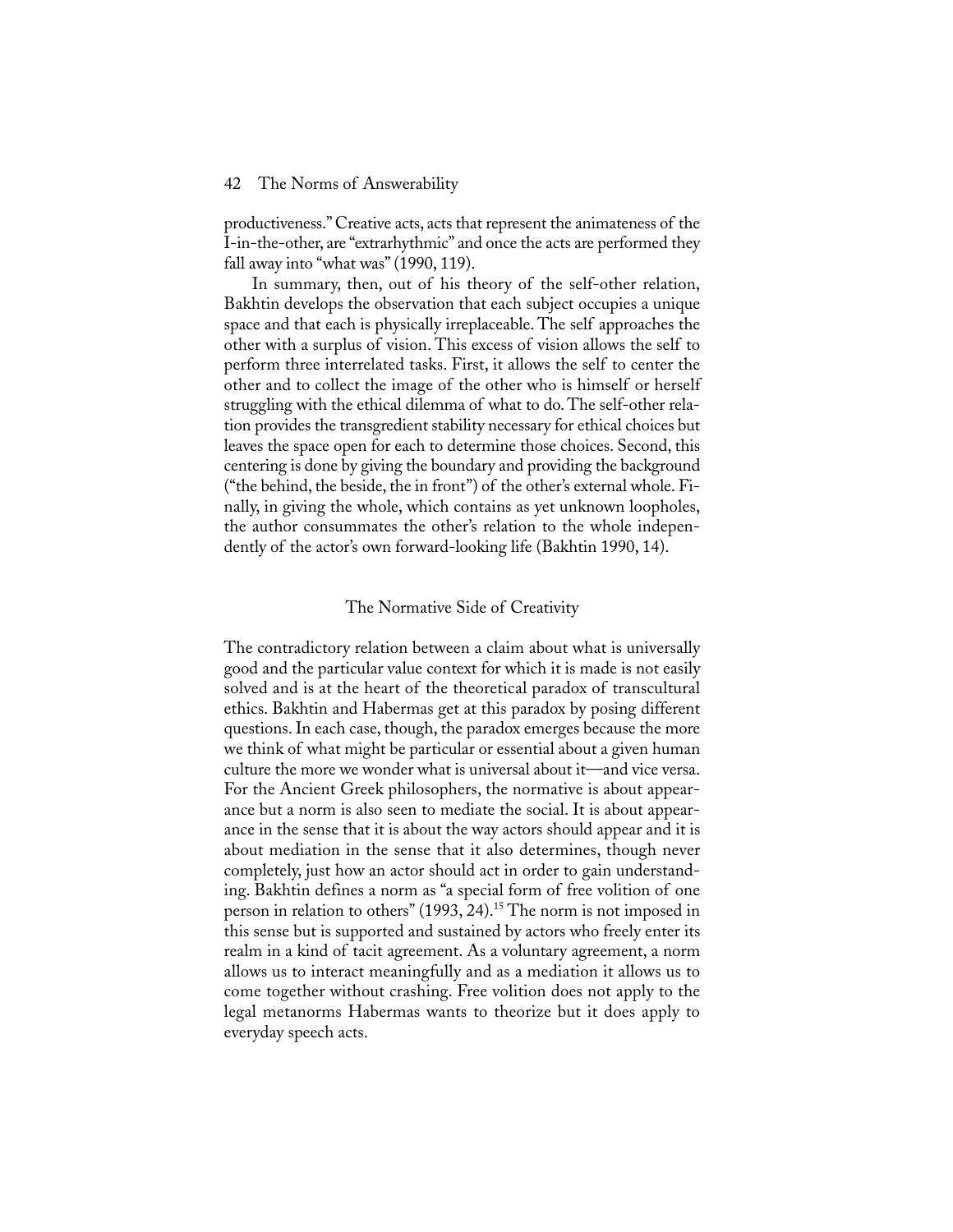productiveness." Creative acts, acts that represent the animateness of the I-in-the-other, are "extrarhythmic" and once the acts are performed they fall away into "what was" (1990, 119).

In summary, then, out of his theory of the self-other relation, Bakhtin develops the observation that each subject occupies a unique space and that each is physically irreplaceable. The self approaches the other with a surplus of vision. This excess of vision allows the self to perform three interrelated tasks. First, it allows the self to center the other and to collect the image of the other who is himself or herself struggling with the ethical dilemma of what to do. The self-other relation provides the transgredient stability necessary for ethical choices but leaves the space open for each to determine those choices. Second, this centering is done by giving the boundary and providing the background ("the behind, the beside, the in front") of the other's external whole. Finally, in giving the whole, which contains as yet unknown loopholes, the author consummates the other's relation to the whole independently of the actor's own forward-looking life (Bakhtin 1990, 14).

## The Normative Side of Creativity

The contradictory relation between a claim about what is universally good and the particular value context for which it is made is not easily solved and is at the heart of the theoretical paradox of transcultural ethics. Bakhtin and Habermas get at this paradox by posing different questions. In each case, though, the paradox emerges because the more we think of what might be particular or essential about a given human culture the more we wonder what is universal about it—and vice versa. For the Ancient Greek philosophers, the normative is about appearance but a norm is also seen to mediate the social. It is about appearance in the sense that it is about the way actors should appear and it is about mediation in the sense that it also determines, though never completely, just how an actor should act in order to gain understanding. Bakhtin defines a norm as "a special form of free volition of one person in relation to others" (1993, 24).[15] The norm is not imposed in this sense but is supported and sustained by actors who freely enter its realm in a kind of tacit agreement. As a voluntary agreement, a norm allows us to interact meaningfully and as a mediation it allows us to come together without crashing. Free volition does not apply to the legal metanorms Habermas wants to theorize but it does apply to everyday speech acts.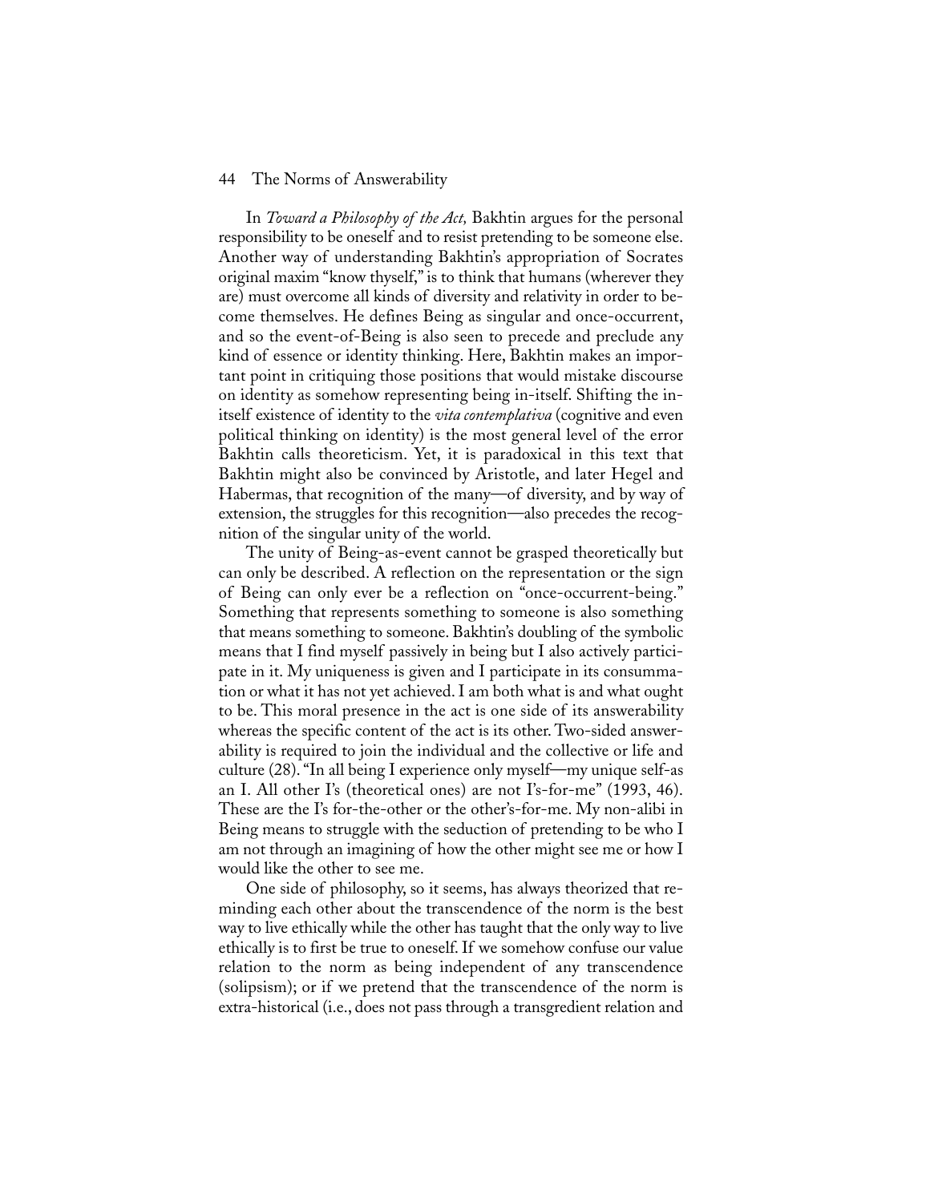In *Toward a Philosophy of the Act,* Bakhtin argues for the personal responsibility to be oneself and to resist pretending to be someone else. Another way of understanding Bakhtin's appropriation of Socrates original maxim "know thyself," is to think that humans (wherever they are) must overcome all kinds of diversity and relativity in order to become themselves. He defines Being as singular and once-occurrent, and so the event-of-Being is also seen to precede and preclude any kind of essence or identity thinking. Here, Bakhtin makes an important point in critiquing those positions that would mistake discourse on identity as somehow representing being in-itself. Shifting the in-itself existence of identity to the *vita contemplativa* (cognitive and even political thinking on identity) is the most general level of the error Bakhtin calls theoreticism. Yet, it is paradoxical in this text that Bakhtin might also be convinced by Aristotle, and later Hegel and Habermas, that recognition of the many—of diversity, and by way of extension, the struggles for this recognition—also precedes the recognition of the singular unity of the world.

The unity of Being-as-event cannot be grasped theoretically but can only be described. A reflection on the representation or the sign of Being can only ever be a reflection on "once-occurrent-being." Something that represents something to someone is also something that means something to someone. Bakhtin's doubling of the symbolic means that I find myself passively in being but I also actively participate in it. My uniqueness is given and I participate in its consummation or what it has not yet achieved. I am both what is and what ought to be. This moral presence in the act is one side of its answerability whereas the specific content of the act is its other. Two-sided answerability is required to join the individual and the collective or life and culture (28). "In all being I experience only myself—my unique self-as an I. All other I's (theoretical ones) are not I's-for-me" (1993, 46). These are the I's for-the-other or the other's-for-me. My non-alibi in Being means to struggle with the seduction of pretending to be who I am not through an imagining of how the other might see me or how I would like the other to see me.

One side of philosophy, so it seems, has always theorized that reminding each other about the transcendence of the norm is the best way to live ethically while the other has taught that the only way to live ethically is to first be true to oneself. If we somehow confuse our value relation to the norm as being independent of any transcendence (solipsism); or if we pretend that the transcendence of the norm is extra-historical (i.e., does not pass through a transgredient relation and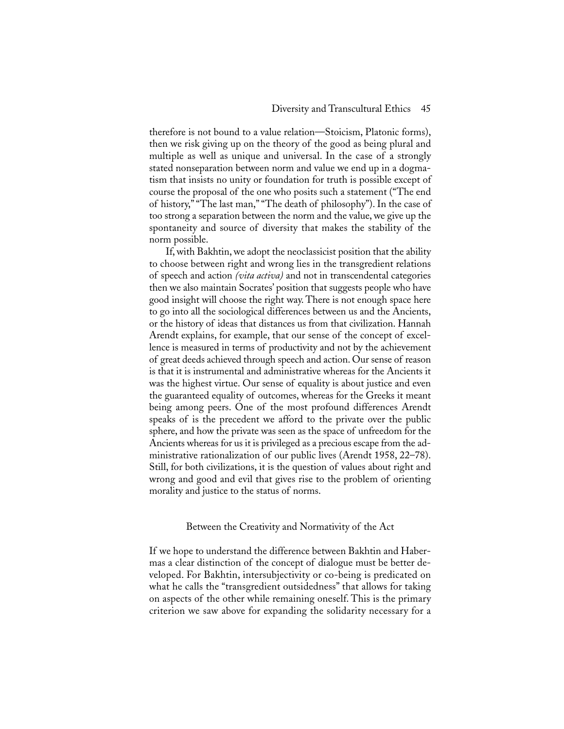therefore is not bound to a value relation—Stoicism, Platonic forms), then we risk giving up on the theory of the good as being plural and multiple as well as unique and universal. In the case of a strongly stated nonseparation between norm and value we end up in a dogmatism that insists no unity or foundation for truth is possible except of course the proposal of the one who posits such a statement ("The end of history," "The last man," "The death of philosophy"). In the case of too strong a separation between the norm and the value, we give up the spontaneity and source of diversity that makes the stability of the norm possible.

If, with Bakhtin, we adopt the neoclassicist position that the ability to choose between right and wrong lies in the transgredient relations of speech and action *(vita activa)* and not in transcendental categories then we also maintain Socrates' position that suggests people who have good insight will choose the right way. There is not enough space here to go into all the sociological differences between us and the Ancients, or the history of ideas that distances us from that civilization. Hannah Arendt explains, for example, that our sense of the concept of excellence is measured in terms of productivity and not by the achievement of great deeds achieved through speech and action. Our sense of reason is that it is instrumental and administrative whereas for the Ancients it was the highest virtue. Our sense of equality is about justice and even the guaranteed equality of outcomes, whereas for the Greeks it meant being among peers. One of the most profound differences Arendt speaks of is the precedent we afford to the private over the public sphere, and how the private was seen as the space of unfreedom for the Ancients whereas for us it is privileged as a precious escape from the administrative rationalization of our public lives (Arendt 1958, 22–78). Still, for both civilizations, it is the question of values about right and wrong and good and evil that gives rise to the problem of orienting morality and justice to the status of norms.

## Between the Creativity and Normativity of the Act

If we hope to understand the difference between Bakhtin and Habermas a clear distinction of the concept of dialogue must be better developed. For Bakhtin, intersubjectivity or co-being is predicated on what he calls the "transgredient outsidedness" that allows for taking on aspects of the other while remaining oneself. This is the primary criterion we saw above for expanding the solidarity necessary for a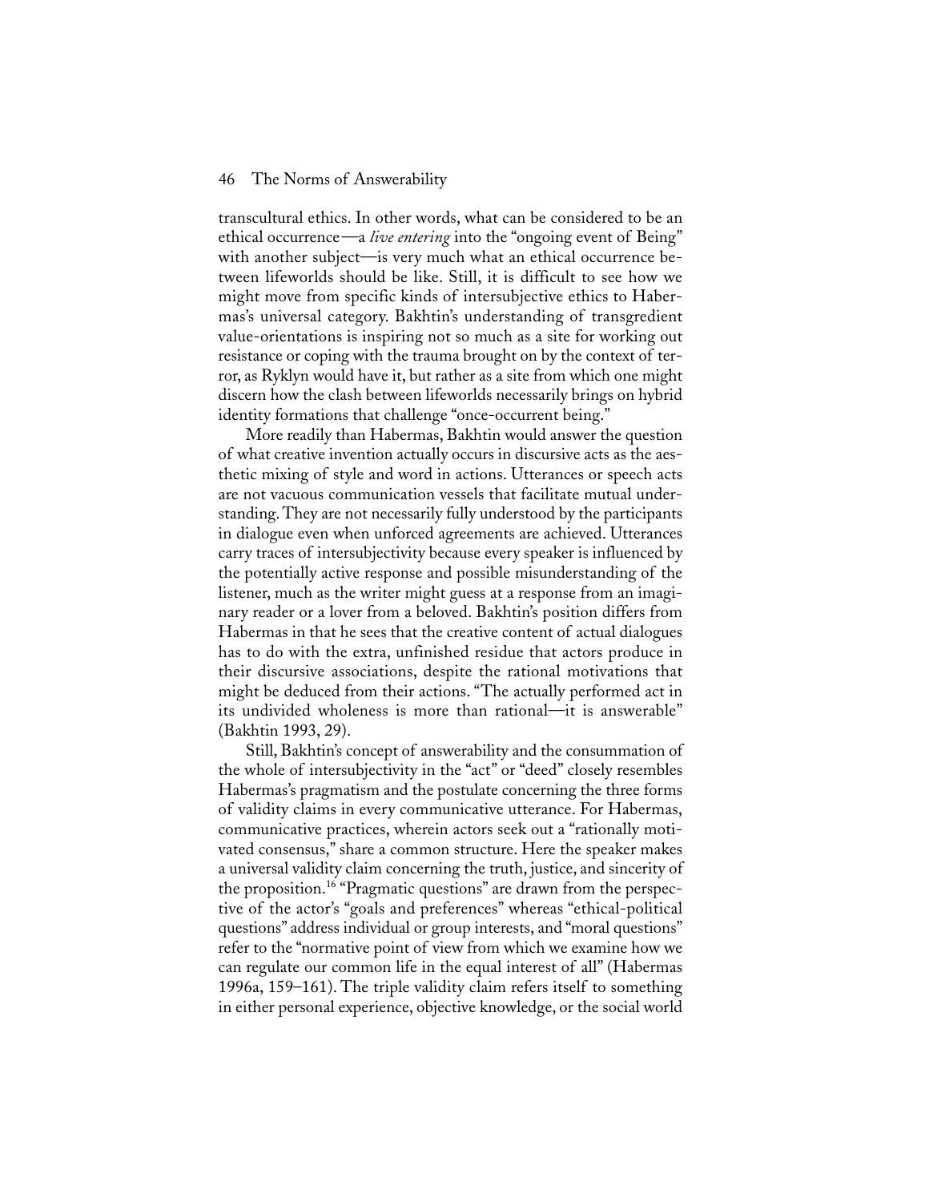transcultural ethics. In other words, what can be considered to be an ethical occurrence—a *live entering* into the "ongoing event of Being" with another subject—is very much what an ethical occurrence between lifeworlds should be like. Still, it is difficult to see how we might move from specific kinds of intersubjective ethics to Habermas's universal category. Bakhtin's understanding of transgredient value-orientations is inspiring not so much as a site for working out resistance or coping with the trauma brought on by the context of terror, as Ryklyn would have it, but rather as a site from which one might discern how the clash between lifeworlds necessarily brings on hybrid identity formations that challenge "once-occurrent being."

More readily than Habermas, Bakhtin would answer the question of what creative invention actually occurs in discursive acts as the aesthetic mixing of style and word in actions. Utterances or speech acts are not vacuous communication vessels that facilitate mutual understanding. They are not necessarily fully understood by the participants in dialogue even when unforced agreements are achieved. Utterances carry traces of intersubjectivity because every speaker is influenced by the potentially active response and possible misunderstanding of the listener, much as the writer might guess at a response from an imaginary reader or a lover from a beloved. Bakhtin's position differs from Habermas in that he sees that the creative content of actual dialogues has to do with the extra, unfinished residue that actors produce in their discursive associations, despite the rational motivations that might be deduced from their actions. "The actually performed act in its undivided wholeness is more than rational—it is answerable" (Bakhtin 1993, 29).

Still, Bakhtin's concept of answerability and the consummation of the whole of intersubjectivity in the "act" or "deed" closely resembles Habermas's pragmatism and the postulate concerning the three forms of validity claims in every communicative utterance. For Habermas, communicative practices, wherein actors seek out a "rationally motivated consensus," share a common structure. Here the speaker makes a universal validity claim concerning the truth, justice, and sincerity of the proposition.[16] "Pragmatic questions" are drawn from the perspective of the actor's "goals and preferences" whereas "ethical-political questions" address individual or group interests, and "moral questions" refer to the "normative point of view from which we examine how we can regulate our common life in the equal interest of all" (Habermas 1996a, 159–161). The triple validity claim refers itself to something in either personal experience, objective knowledge, or the social world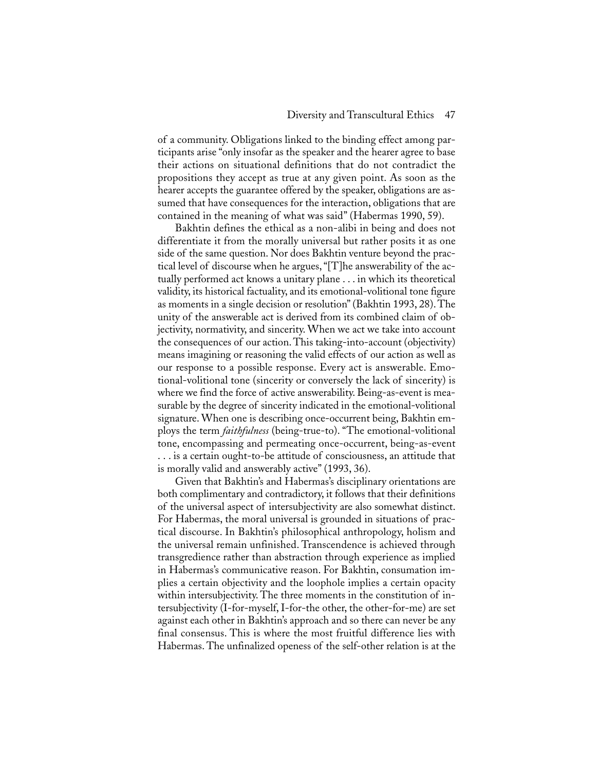of a community. Obligations linked to the binding effect among participants arise "only insofar as the speaker and the hearer agree to base their actions on situational definitions that do not contradict the propositions they accept as true at any given point. As soon as the hearer accepts the guarantee offered by the speaker, obligations are assumed that have consequences for the interaction, obligations that are contained in the meaning of what was said" (Habermas 1990, 59).

Bakhtin defines the ethical as a non-alibi in being and does not differentiate it from the morally universal but rather posits it as one side of the same question. Nor does Bakhtin venture beyond the practical level of discourse when he argues, "[T]he answerability of the actually performed act knows a unitary plane . . . in which its theoretical validity, its historical factuality, and its emotional-volitional tone figure as moments in a single decision or resolution" (Bakhtin 1993, 28). The unity of the answerable act is derived from its combined claim of objectivity, normativity, and sincerity. When we act we take into account the consequences of our action. This taking-into-account (objectivity) means imagining or reasoning the valid effects of our action as well as our response to a possible response. Every act is answerable. Emotional-volitional tone (sincerity or conversely the lack of sincerity) is where we find the force of active answerability. Being-as-event is measurable by the degree of sincerity indicated in the emotional-volitional signature. When one is describing once-occurrent being, Bakhtin employs the term *faithfulness* (being-true-to). "The emotional-volitional tone, encompassing and permeating once-occurrent, being-as-event . . . is a certain ought-to-be attitude of consciousness, an attitude that is morally valid and answerably active" (1993, 36).

Given that Bakhtin's and Habermas's disciplinary orientations are both complimentary and contradictory, it follows that their definitions of the universal aspect of intersubjectivity are also somewhat distinct. For Habermas, the moral universal is grounded in situations of practical discourse. In Bakhtin's philosophical anthropology, holism and the universal remain unfinished. Transcendence is achieved through transgredience rather than abstraction through experience as implied in Habermas's communicative reason. For Bakhtin, consumation implies a certain objectivity and the loophole implies a certain opacity within intersubjectivity. The three moments in the constitution of intersubjectivity (I-for-myself, I-for-the other, the other-for-me) are set against each other in Bakhtin's approach and so there can never be any final consensus. This is where the most fruitful difference lies with Habermas. The unfinalized openess of the self-other relation is at the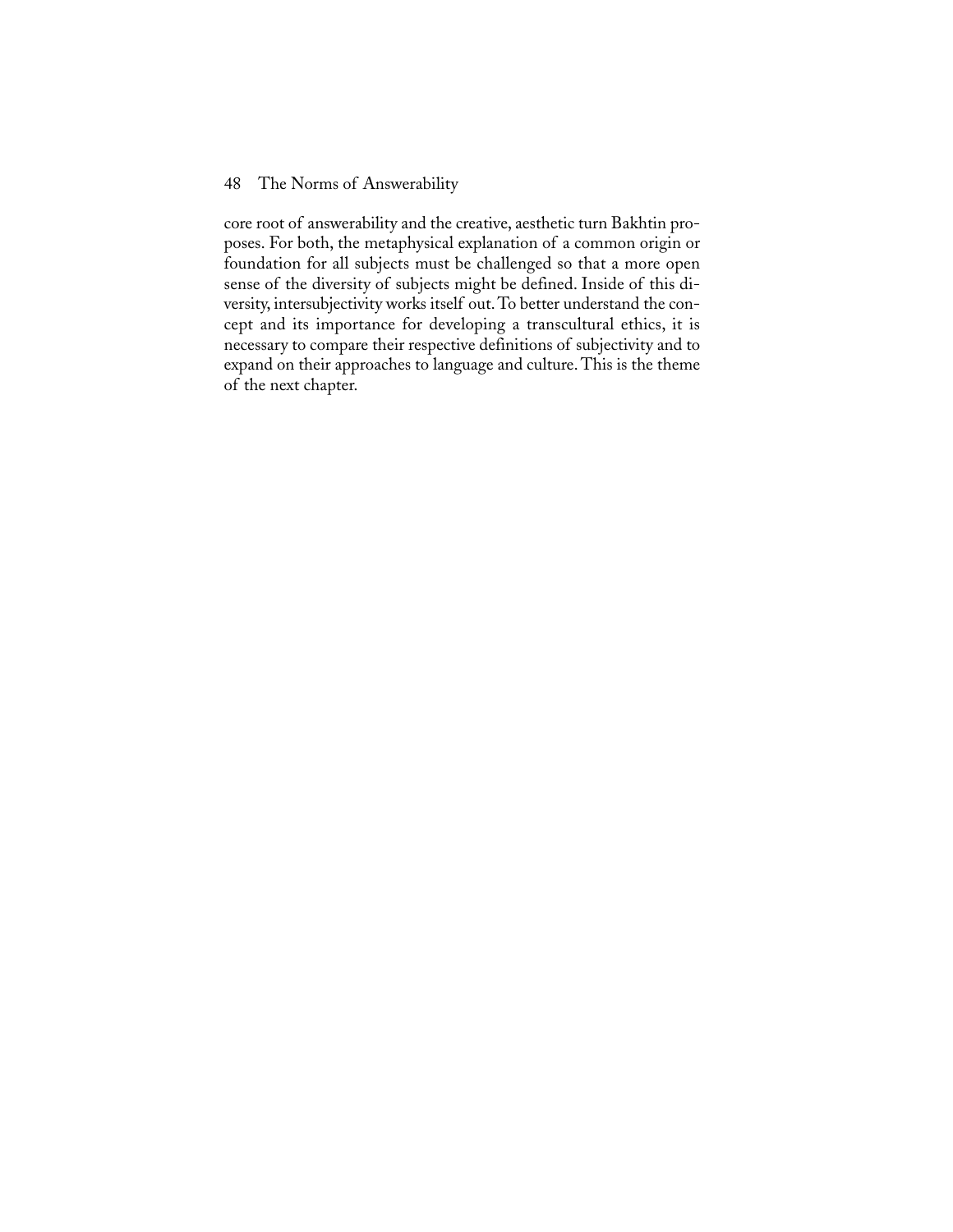core root of answerability and the creative, aesthetic turn Bakhtin proposes. For both, the metaphysical explanation of a common origin or foundation for all subjects must be challenged so that a more open sense of the diversity of subjects might be defined. Inside of this diversity, intersubjectivity works itself out. To better understand the concept and its importance for developing a transcultural ethics, it is necessary to compare their respective definitions of subjectivity and to expand on their approaches to language and culture. This is the theme of the next chapter.